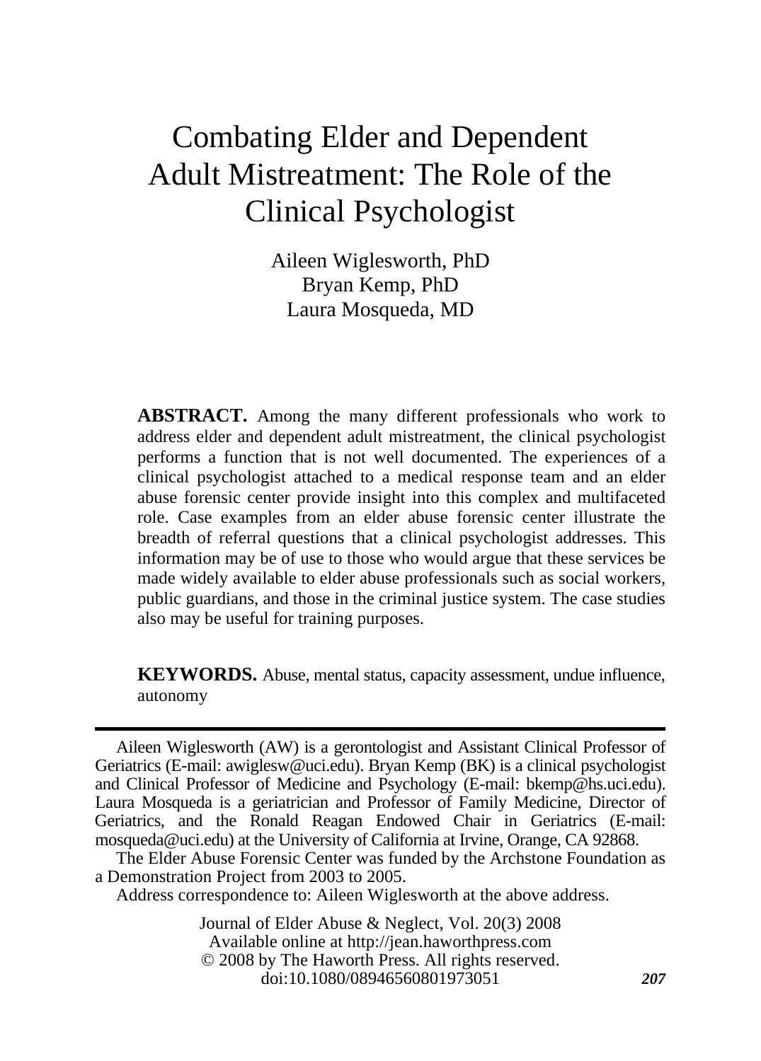# Combating Elder and Dependent Adult Mistreatment: The Role of the Clinical Psychologist

Aileen Wiglesworth, PhD
Bryan Kemp, PhD
Laura Mosqueda, MD

**ABSTRACT.** Among the many different professionals who work to address elder and dependent adult mistreatment, the clinical psychologist performs a function that is not well documented. The experiences of a clinical psychologist attached to a medical response team and an elder abuse forensic center provide insight into this complex and multifaceted role. Case examples from an elder abuse forensic center illustrate the breadth of referral questions that a clinical psychologist addresses. This information may be of use to those who would argue that these services be made widely available to elder abuse professionals such as social workers, public guardians, and those in the criminal justice system. The case studies also may be useful for training purposes.

**KEYWORDS.** Abuse, mental status, capacity assessment, undue influence, autonomy

---

Aileen Wiglesworth (AW) is a gerontologist and Assistant Clinical Professor of Geriatrics (E-mail: awiglesw@uci.edu). Bryan Kemp (BK) is a clinical psychologist and Clinical Professor of Medicine and Psychology (E-mail: bkemp@hs.uci.edu). Laura Mosqueda is a geriatrician and Professor of Family Medicine, Director of Geriatrics, and the Ronald Reagan Endowed Chair in Geriatrics (E-mail: mosqueda@uci.edu) at the University of California at Irvine, Orange, CA 92868.

The Elder Abuse Forensic Center was funded by the Archstone Foundation as a Demonstration Project from 2003 to 2005.

Address correspondence to: Aileen Wiglesworth at the above address.

Journal of Elder Abuse & Neglect, Vol. 20(3) 2008
Available online at http://jean.haworthpress.com
© 2008 by The Haworth Press. All rights reserved.
doi:10.1080/08946560801973051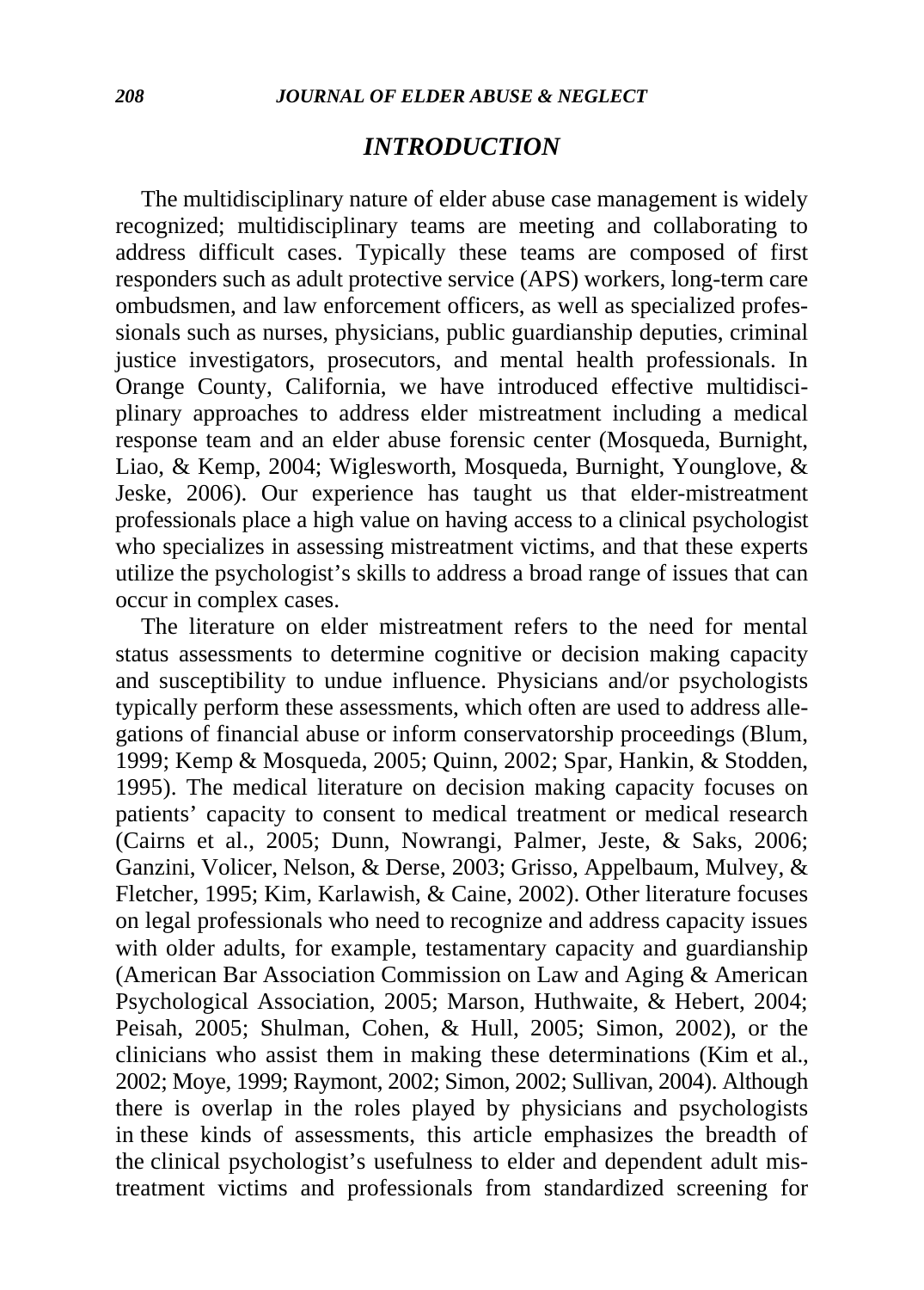## INTRODUCTION

The multidisciplinary nature of elder abuse case management is widely recognized; multidisciplinary teams are meeting and collaborating to address difficult cases. Typically these teams are composed of first responders such as adult protective service (APS) workers, long-term care ombudsmen, and law enforcement officers, as well as specialized professionals such as nurses, physicians, public guardianship deputies, criminal justice investigators, prosecutors, and mental health professionals. In Orange County, California, we have introduced effective multidisciplinary approaches to address elder mistreatment including a medical response team and an elder abuse forensic center (Mosqueda, Burnight, Liao, & Kemp, 2004; Wiglesworth, Mosqueda, Burnight, Younglove, & Jeske, 2006). Our experience has taught us that elder-mistreatment professionals place a high value on having access to a clinical psychologist who specializes in assessing mistreatment victims, and that these experts utilize the psychologist's skills to address a broad range of issues that can occur in complex cases.

The literature on elder mistreatment refers to the need for mental status assessments to determine cognitive or decision making capacity and susceptibility to undue influence. Physicians and/or psychologists typically perform these assessments, which often are used to address allegations of financial abuse or inform conservatorship proceedings (Blum, 1999; Kemp & Mosqueda, 2005; Quinn, 2002; Spar, Hankin, & Stodden, 1995). The medical literature on decision making capacity focuses on patients' capacity to consent to medical treatment or medical research (Cairns et al., 2005; Dunn, Nowrangi, Palmer, Jeste, & Saks, 2006; Ganzini, Volicer, Nelson, & Derse, 2003; Grisso, Appelbaum, Mulvey, & Fletcher, 1995; Kim, Karlawish, & Caine, 2002). Other literature focuses on legal professionals who need to recognize and address capacity issues with older adults, for example, testamentary capacity and guardianship (American Bar Association Commission on Law and Aging & American Psychological Association, 2005; Marson, Huthwaite, & Hebert, 2004; Peisah, 2005; Shulman, Cohen, & Hull, 2005; Simon, 2002), or the clinicians who assist them in making these determinations (Kim et al., 2002; Moye, 1999; Raymont, 2002; Simon, 2002; Sullivan, 2004). Although there is overlap in the roles played by physicians and psychologists in these kinds of assessments, this article emphasizes the breadth of the clinical psychologist's usefulness to elder and dependent adult mistreatment victims and professionals from standardized screening for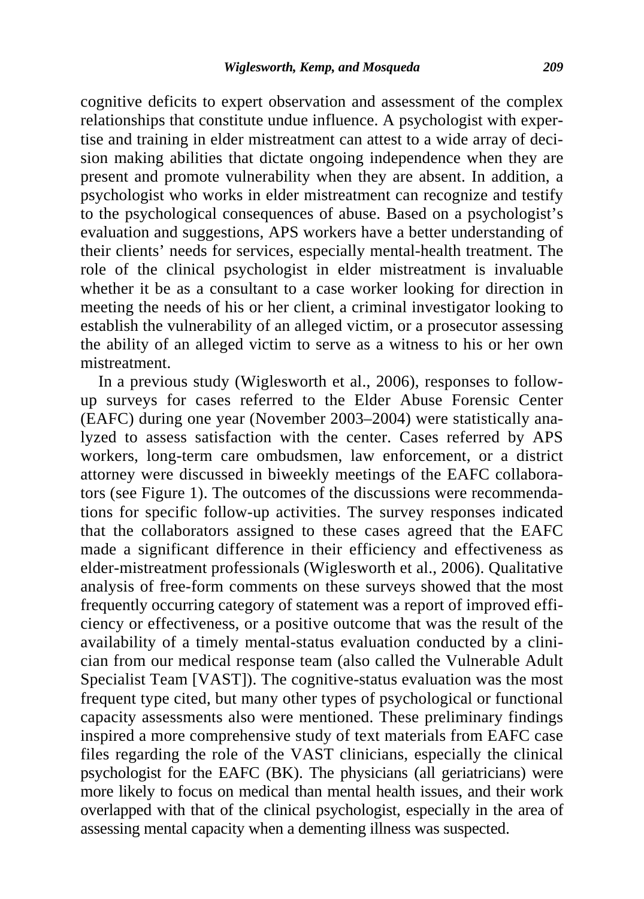cognitive deficits to expert observation and assessment of the complex relationships that constitute undue influence. A psychologist with expertise and training in elder mistreatment can attest to a wide array of decision making abilities that dictate ongoing independence when they are present and promote vulnerability when they are absent. In addition, a psychologist who works in elder mistreatment can recognize and testify to the psychological consequences of abuse. Based on a psychologist's evaluation and suggestions, APS workers have a better understanding of their clients' needs for services, especially mental-health treatment. The role of the clinical psychologist in elder mistreatment is invaluable whether it be as a consultant to a case worker looking for direction in meeting the needs of his or her client, a criminal investigator looking to establish the vulnerability of an alleged victim, or a prosecutor assessing the ability of an alleged victim to serve as a witness to his or her own mistreatment.

In a previous study (Wiglesworth et al., 2006), responses to follow-up surveys for cases referred to the Elder Abuse Forensic Center (EAFC) during one year (November 2003–2004) were statistically analyzed to assess satisfaction with the center. Cases referred by APS workers, long-term care ombudsmen, law enforcement, or a district attorney were discussed in biweekly meetings of the EAFC collaborators (see Figure 1). The outcomes of the discussions were recommendations for specific follow-up activities. The survey responses indicated that the collaborators assigned to these cases agreed that the EAFC made a significant difference in their efficiency and effectiveness as elder-mistreatment professionals (Wiglesworth et al., 2006). Qualitative analysis of free-form comments on these surveys showed that the most frequently occurring category of statement was a report of improved efficiency or effectiveness, or a positive outcome that was the result of the availability of a timely mental-status evaluation conducted by a clinician from our medical response team (also called the Vulnerable Adult Specialist Team [VAST]). The cognitive-status evaluation was the most frequent type cited, but many other types of psychological or functional capacity assessments also were mentioned. These preliminary findings inspired a more comprehensive study of text materials from EAFC case files regarding the role of the VAST clinicians, especially the clinical psychologist for the EAFC (BK). The physicians (all geriatricians) were more likely to focus on medical than mental health issues, and their work overlapped with that of the clinical psychologist, especially in the area of assessing mental capacity when a dementing illness was suspected.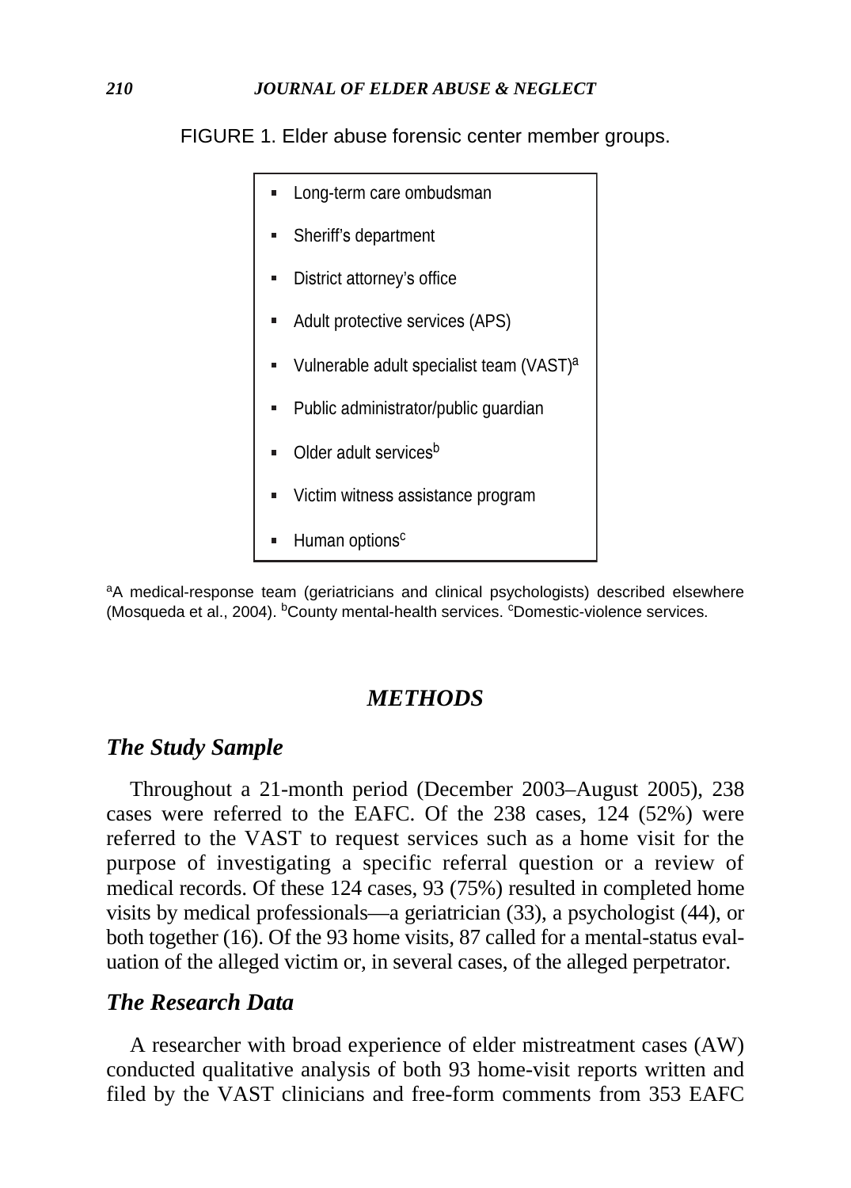FIGURE 1. Elder abuse forensic center member groups.

- Long-term care ombudsman
- Sheriff's department
- District attorney's office
- Adult protective services (APS)
- Vulnerable adult specialist team (VAST)[a]
- Public administrator/public guardian
- Older adult services[b]
- Victim witness assistance program
- Human options[c]

[a]A medical-response team (geriatricians and clinical psychologists) described elsewhere (Mosqueda et al., 2004). [b]County mental-health services. [c]Domestic-violence services.

## *METHODS*

### *The Study Sample*

Throughout a 21-month period (December 2003–August 2005), 238 cases were referred to the EAFC. Of the 238 cases, 124 (52%) were referred to the VAST to request services such as a home visit for the purpose of investigating a specific referral question or a review of medical records. Of these 124 cases, 93 (75%) resulted in completed home visits by medical professionals—a geriatrician (33), a psychologist (44), or both together (16). Of the 93 home visits, 87 called for a mental-status evaluation of the alleged victim or, in several cases, of the alleged perpetrator.

### *The Research Data*

A researcher with broad experience of elder mistreatment cases (AW) conducted qualitative analysis of both 93 home-visit reports written and filed by the VAST clinicians and free-form comments from 353 EAFC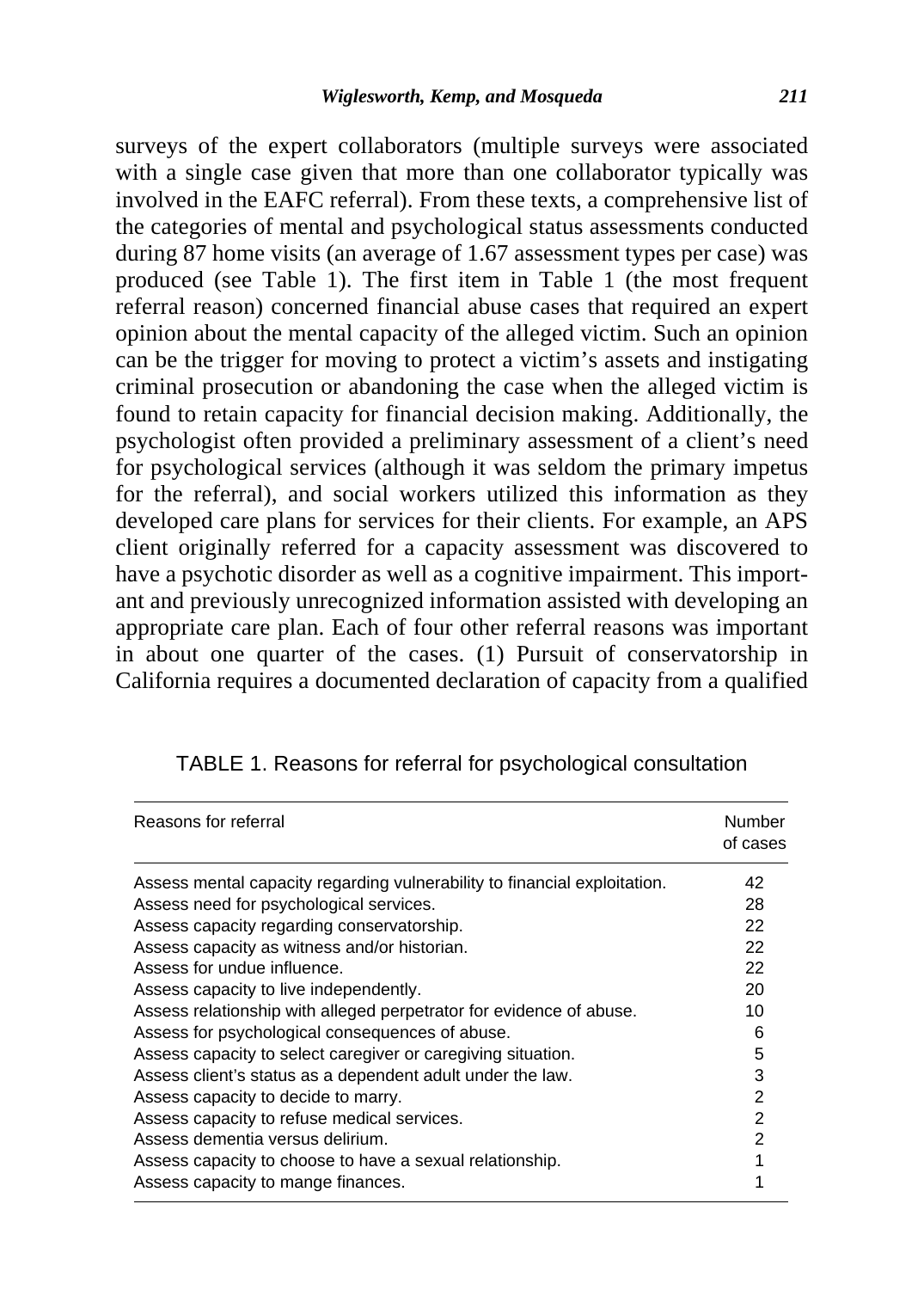surveys of the expert collaborators (multiple surveys were associated with a single case given that more than one collaborator typically was involved in the EAFC referral). From these texts, a comprehensive list of the categories of mental and psychological status assessments conducted during 87 home visits (an average of 1.67 assessment types per case) was produced (see Table 1). The first item in Table 1 (the most frequent referral reason) concerned financial abuse cases that required an expert opinion about the mental capacity of the alleged victim. Such an opinion can be the trigger for moving to protect a victim's assets and instigating criminal prosecution or abandoning the case when the alleged victim is found to retain capacity for financial decision making. Additionally, the psychologist often provided a preliminary assessment of a client's need for psychological services (although it was seldom the primary impetus for the referral), and social workers utilized this information as they developed care plans for services for their clients. For example, an APS client originally referred for a capacity assessment was discovered to have a psychotic disorder as well as a cognitive impairment. This important and previously unrecognized information assisted with developing an appropriate care plan. Each of four other referral reasons was important in about one quarter of the cases. (1) Pursuit of conservatorship in California requires a documented declaration of capacity from a qualified

TABLE 1. Reasons for referral for psychological consultation

| Reasons for referral | Number of cases |
|---|---|
| Assess mental capacity regarding vulnerability to financial exploitation. | 42 |
| Assess need for psychological services. | 28 |
| Assess capacity regarding conservatorship. | 22 |
| Assess capacity as witness and/or historian. | 22 |
| Assess for undue influence. | 22 |
| Assess capacity to live independently. | 20 |
| Assess relationship with alleged perpetrator for evidence of abuse. | 10 |
| Assess for psychological consequences of abuse. | 6 |
| Assess capacity to select caregiver or caregiving situation. | 5 |
| Assess client's status as a dependent adult under the law. | 3 |
| Assess capacity to decide to marry. | 2 |
| Assess capacity to refuse medical services. | 2 |
| Assess dementia versus delirium. | 2 |
| Assess capacity to choose to have a sexual relationship. | 1 |
| Assess capacity to mange finances. | 1 |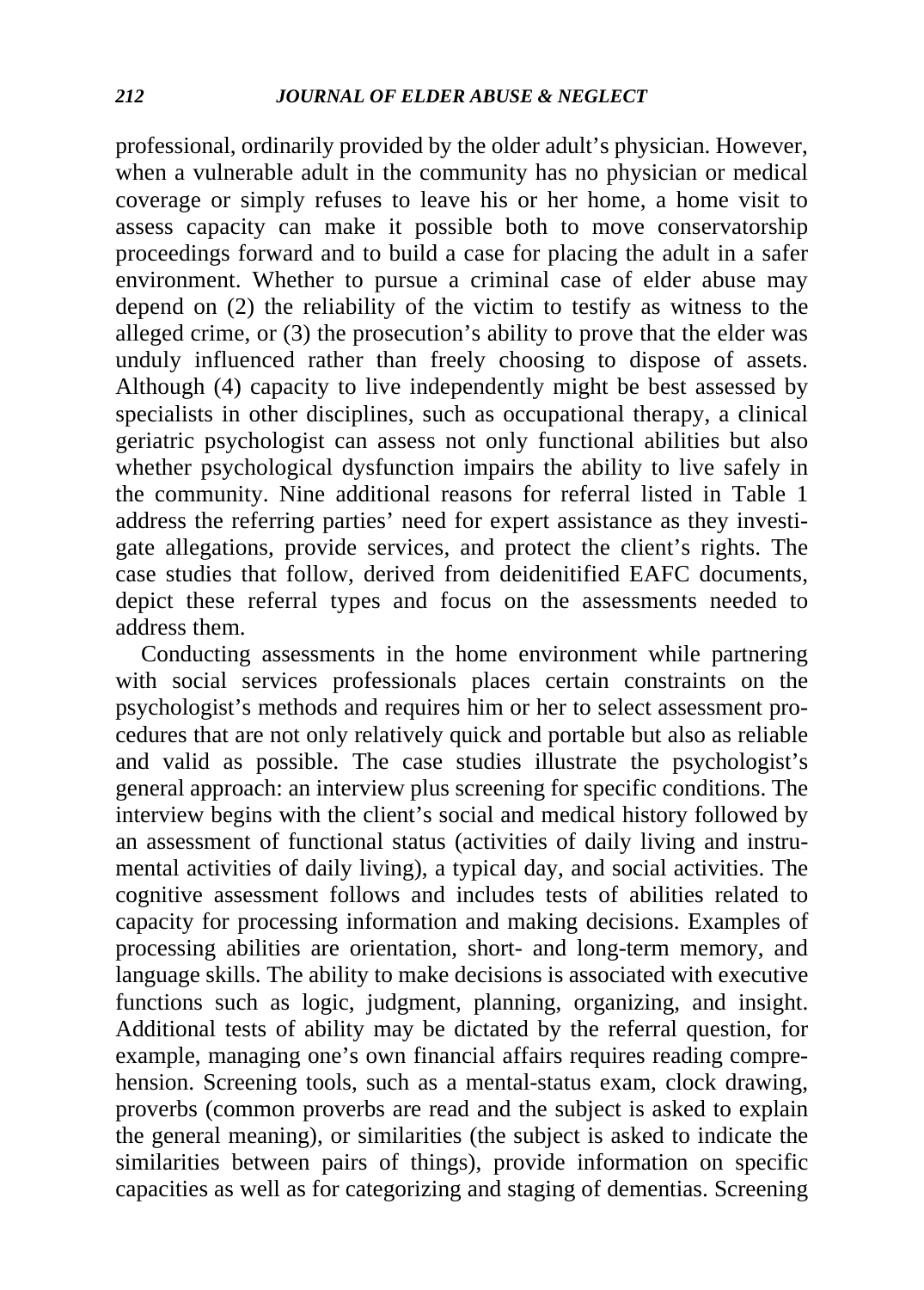professional, ordinarily provided by the older adult's physician. However, when a vulnerable adult in the community has no physician or medical coverage or simply refuses to leave his or her home, a home visit to assess capacity can make it possible both to move conservatorship proceedings forward and to build a case for placing the adult in a safer environment. Whether to pursue a criminal case of elder abuse may depend on (2) the reliability of the victim to testify as witness to the alleged crime, or (3) the prosecution's ability to prove that the elder was unduly influenced rather than freely choosing to dispose of assets. Although (4) capacity to live independently might be best assessed by specialists in other disciplines, such as occupational therapy, a clinical geriatric psychologist can assess not only functional abilities but also whether psychological dysfunction impairs the ability to live safely in the community. Nine additional reasons for referral listed in Table 1 address the referring parties' need for expert assistance as they investigate allegations, provide services, and protect the client's rights. The case studies that follow, derived from deidenitified EAFC documents, depict these referral types and focus on the assessments needed to address them.

Conducting assessments in the home environment while partnering with social services professionals places certain constraints on the psychologist's methods and requires him or her to select assessment procedures that are not only relatively quick and portable but also as reliable and valid as possible. The case studies illustrate the psychologist's general approach: an interview plus screening for specific conditions. The interview begins with the client's social and medical history followed by an assessment of functional status (activities of daily living and instrumental activities of daily living), a typical day, and social activities. The cognitive assessment follows and includes tests of abilities related to capacity for processing information and making decisions. Examples of processing abilities are orientation, short- and long-term memory, and language skills. The ability to make decisions is associated with executive functions such as logic, judgment, planning, organizing, and insight. Additional tests of ability may be dictated by the referral question, for example, managing one's own financial affairs requires reading comprehension. Screening tools, such as a mental-status exam, clock drawing, proverbs (common proverbs are read and the subject is asked to explain the general meaning), or similarities (the subject is asked to indicate the similarities between pairs of things), provide information on specific capacities as well as for categorizing and staging of dementias. Screening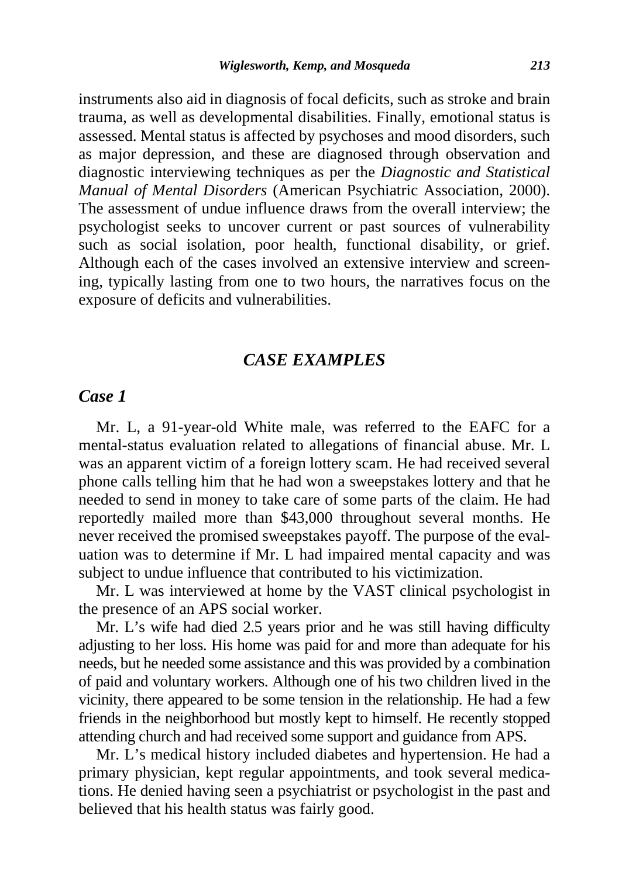instruments also aid in diagnosis of focal deficits, such as stroke and brain trauma, as well as developmental disabilities. Finally, emotional status is assessed. Mental status is affected by psychoses and mood disorders, such as major depression, and these are diagnosed through observation and diagnostic interviewing techniques as per the *Diagnostic and Statistical Manual of Mental Disorders* (American Psychiatric Association, 2000). The assessment of undue influence draws from the overall interview; the psychologist seeks to uncover current or past sources of vulnerability such as social isolation, poor health, functional disability, or grief. Although each of the cases involved an extensive interview and screening, typically lasting from one to two hours, the narratives focus on the exposure of deficits and vulnerabilities.

## *CASE EXAMPLES*

### *Case 1*

Mr. L, a 91-year-old White male, was referred to the EAFC for a mental-status evaluation related to allegations of financial abuse. Mr. L was an apparent victim of a foreign lottery scam. He had received several phone calls telling him that he had won a sweepstakes lottery and that he needed to send in money to take care of some parts of the claim. He had reportedly mailed more than $43,000 throughout several months. He never received the promised sweepstakes payoff. The purpose of the evaluation was to determine if Mr. L had impaired mental capacity and was subject to undue influence that contributed to his victimization.

Mr. L was interviewed at home by the VAST clinical psychologist in the presence of an APS social worker.

Mr. L's wife had died 2.5 years prior and he was still having difficulty adjusting to her loss. His home was paid for and more than adequate for his needs, but he needed some assistance and this was provided by a combination of paid and voluntary workers. Although one of his two children lived in the vicinity, there appeared to be some tension in the relationship. He had a few friends in the neighborhood but mostly kept to himself. He recently stopped attending church and had received some support and guidance from APS.

Mr. L's medical history included diabetes and hypertension. He had a primary physician, kept regular appointments, and took several medications. He denied having seen a psychiatrist or psychologist in the past and believed that his health status was fairly good.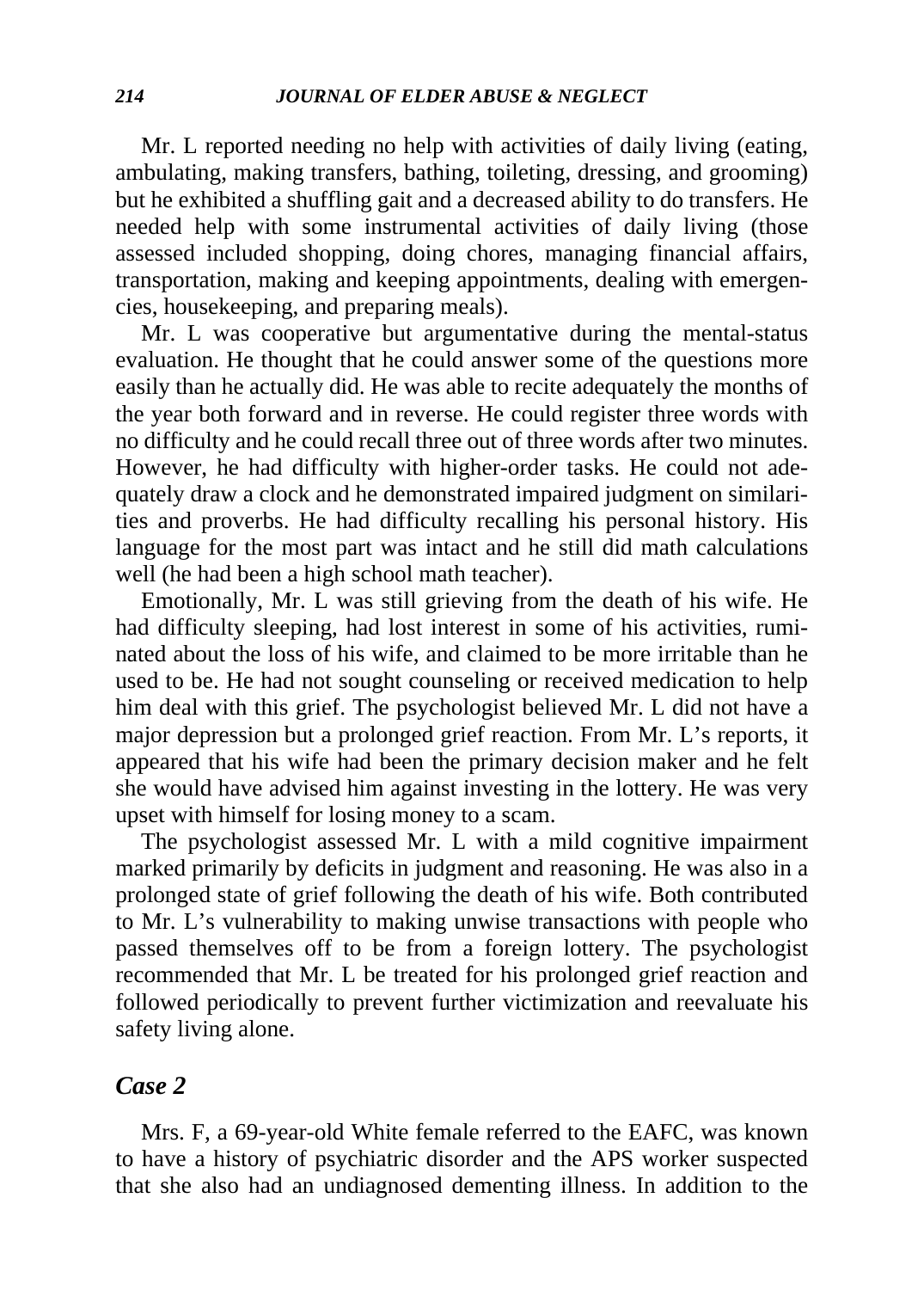Mr. L reported needing no help with activities of daily living (eating, ambulating, making transfers, bathing, toileting, dressing, and grooming) but he exhibited a shuffling gait and a decreased ability to do transfers. He needed help with some instrumental activities of daily living (those assessed included shopping, doing chores, managing financial affairs, transportation, making and keeping appointments, dealing with emergencies, housekeeping, and preparing meals).

Mr. L was cooperative but argumentative during the mental-status evaluation. He thought that he could answer some of the questions more easily than he actually did. He was able to recite adequately the months of the year both forward and in reverse. He could register three words with no difficulty and he could recall three out of three words after two minutes. However, he had difficulty with higher-order tasks. He could not adequately draw a clock and he demonstrated impaired judgment on similarities and proverbs. He had difficulty recalling his personal history. His language for the most part was intact and he still did math calculations well (he had been a high school math teacher).

Emotionally, Mr. L was still grieving from the death of his wife. He had difficulty sleeping, had lost interest in some of his activities, ruminated about the loss of his wife, and claimed to be more irritable than he used to be. He had not sought counseling or received medication to help him deal with this grief. The psychologist believed Mr. L did not have a major depression but a prolonged grief reaction. From Mr. L's reports, it appeared that his wife had been the primary decision maker and he felt she would have advised him against investing in the lottery. He was very upset with himself for losing money to a scam.

The psychologist assessed Mr. L with a mild cognitive impairment marked primarily by deficits in judgment and reasoning. He was also in a prolonged state of grief following the death of his wife. Both contributed to Mr. L's vulnerability to making unwise transactions with people who passed themselves off to be from a foreign lottery. The psychologist recommended that Mr. L be treated for his prolonged grief reaction and followed periodically to prevent further victimization and reevaluate his safety living alone.

### *Case 2*

Mrs. F, a 69-year-old White female referred to the EAFC, was known to have a history of psychiatric disorder and the APS worker suspected that she also had an undiagnosed dementing illness. In addition to the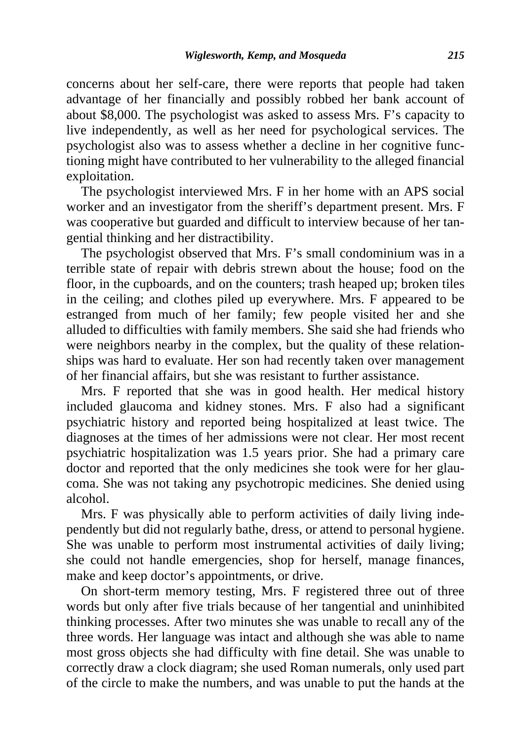concerns about her self-care, there were reports that people had taken advantage of her financially and possibly robbed her bank account of about $8,000. The psychologist was asked to assess Mrs. F's capacity to live independently, as well as her need for psychological services. The psychologist also was to assess whether a decline in her cognitive functioning might have contributed to her vulnerability to the alleged financial exploitation.

The psychologist interviewed Mrs. F in her home with an APS social worker and an investigator from the sheriff's department present. Mrs. F was cooperative but guarded and difficult to interview because of her tangential thinking and her distractibility.

The psychologist observed that Mrs. F's small condominium was in a terrible state of repair with debris strewn about the house; food on the floor, in the cupboards, and on the counters; trash heaped up; broken tiles in the ceiling; and clothes piled up everywhere. Mrs. F appeared to be estranged from much of her family; few people visited her and she alluded to difficulties with family members. She said she had friends who were neighbors nearby in the complex, but the quality of these relationships was hard to evaluate. Her son had recently taken over management of her financial affairs, but she was resistant to further assistance.

Mrs. F reported that she was in good health. Her medical history included glaucoma and kidney stones. Mrs. F also had a significant psychiatric history and reported being hospitalized at least twice. The diagnoses at the times of her admissions were not clear. Her most recent psychiatric hospitalization was 1.5 years prior. She had a primary care doctor and reported that the only medicines she took were for her glaucoma. She was not taking any psychotropic medicines. She denied using alcohol.

Mrs. F was physically able to perform activities of daily living independently but did not regularly bathe, dress, or attend to personal hygiene. She was unable to perform most instrumental activities of daily living; she could not handle emergencies, shop for herself, manage finances, make and keep doctor's appointments, or drive.

On short-term memory testing, Mrs. F registered three out of three words but only after five trials because of her tangential and uninhibited thinking processes. After two minutes she was unable to recall any of the three words. Her language was intact and although she was able to name most gross objects she had difficulty with fine detail. She was unable to correctly draw a clock diagram; she used Roman numerals, only used part of the circle to make the numbers, and was unable to put the hands at the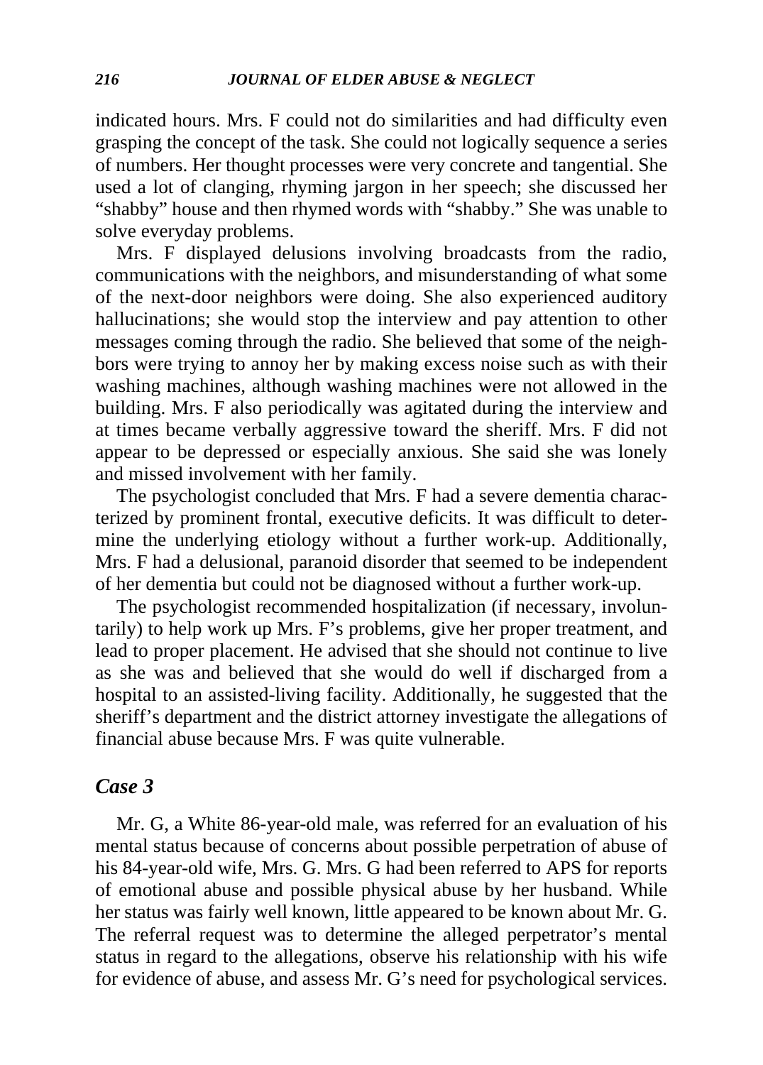indicated hours. Mrs. F could not do similarities and had difficulty even grasping the concept of the task. She could not logically sequence a series of numbers. Her thought processes were very concrete and tangential. She used a lot of clanging, rhyming jargon in her speech; she discussed her "shabby" house and then rhymed words with "shabby." She was unable to solve everyday problems.

Mrs. F displayed delusions involving broadcasts from the radio, communications with the neighbors, and misunderstanding of what some of the next-door neighbors were doing. She also experienced auditory hallucinations; she would stop the interview and pay attention to other messages coming through the radio. She believed that some of the neighbors were trying to annoy her by making excess noise such as with their washing machines, although washing machines were not allowed in the building. Mrs. F also periodically was agitated during the interview and at times became verbally aggressive toward the sheriff. Mrs. F did not appear to be depressed or especially anxious. She said she was lonely and missed involvement with her family.

The psychologist concluded that Mrs. F had a severe dementia characterized by prominent frontal, executive deficits. It was difficult to determine the underlying etiology without a further work-up. Additionally, Mrs. F had a delusional, paranoid disorder that seemed to be independent of her dementia but could not be diagnosed without a further work-up.

The psychologist recommended hospitalization (if necessary, involuntarily) to help work up Mrs. F's problems, give her proper treatment, and lead to proper placement. He advised that she should not continue to live as she was and believed that she would do well if discharged from a hospital to an assisted-living facility. Additionally, he suggested that the sheriff's department and the district attorney investigate the allegations of financial abuse because Mrs. F was quite vulnerable.

## *Case 3*

Mr. G, a White 86-year-old male, was referred for an evaluation of his mental status because of concerns about possible perpetration of abuse of his 84-year-old wife, Mrs. G. Mrs. G had been referred to APS for reports of emotional abuse and possible physical abuse by her husband. While her status was fairly well known, little appeared to be known about Mr. G. The referral request was to determine the alleged perpetrator's mental status in regard to the allegations, observe his relationship with his wife for evidence of abuse, and assess Mr. G's need for psychological services.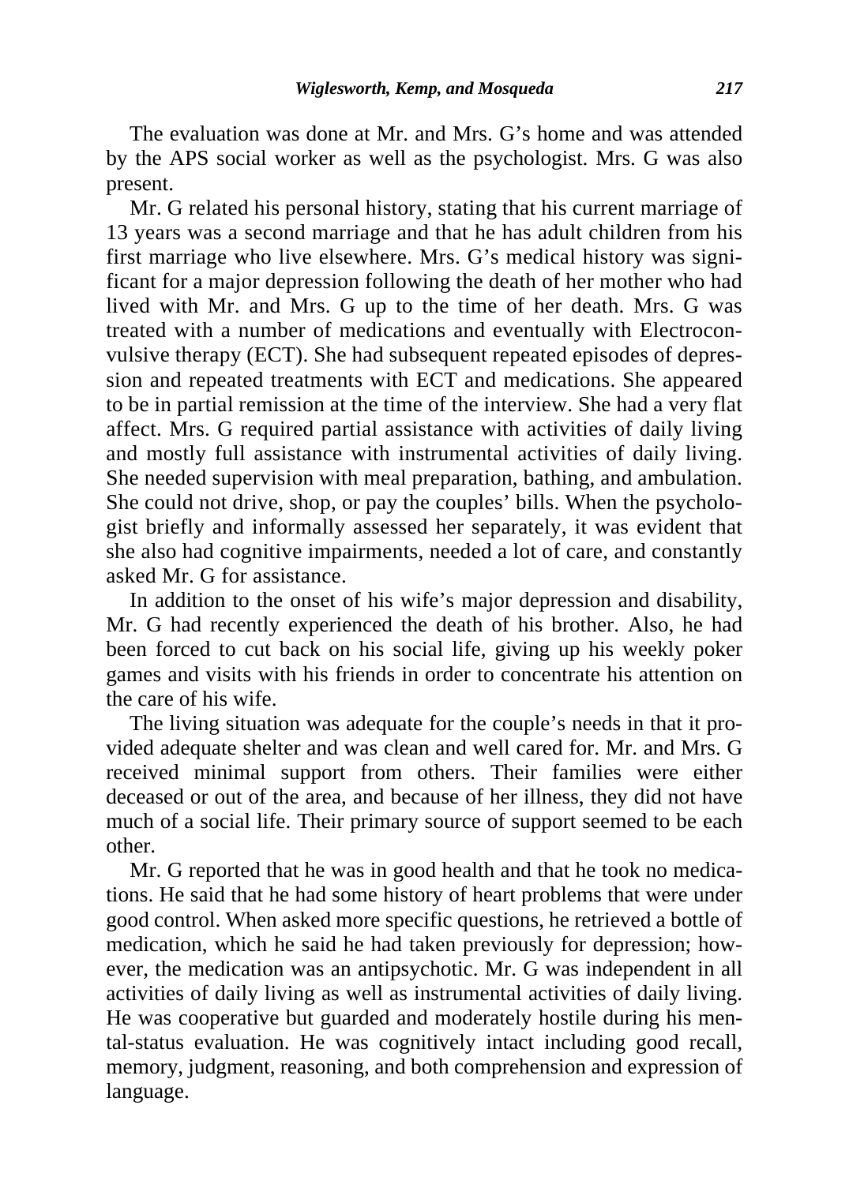The evaluation was done at Mr. and Mrs. G's home and was attended by the APS social worker as well as the psychologist. Mrs. G was also present.

Mr. G related his personal history, stating that his current marriage of 13 years was a second marriage and that he has adult children from his first marriage who live elsewhere. Mrs. G's medical history was significant for a major depression following the death of her mother who had lived with Mr. and Mrs. G up to the time of her death. Mrs. G was treated with a number of medications and eventually with Electroconvulsive therapy (ECT). She had subsequent repeated episodes of depression and repeated treatments with ECT and medications. She appeared to be in partial remission at the time of the interview. She had a very flat affect. Mrs. G required partial assistance with activities of daily living and mostly full assistance with instrumental activities of daily living. She needed supervision with meal preparation, bathing, and ambulation. She could not drive, shop, or pay the couples' bills. When the psychologist briefly and informally assessed her separately, it was evident that she also had cognitive impairments, needed a lot of care, and constantly asked Mr. G for assistance.

In addition to the onset of his wife's major depression and disability, Mr. G had recently experienced the death of his brother. Also, he had been forced to cut back on his social life, giving up his weekly poker games and visits with his friends in order to concentrate his attention on the care of his wife.

The living situation was adequate for the couple's needs in that it provided adequate shelter and was clean and well cared for. Mr. and Mrs. G received minimal support from others. Their families were either deceased or out of the area, and because of her illness, they did not have much of a social life. Their primary source of support seemed to be each other.

Mr. G reported that he was in good health and that he took no medications. He said that he had some history of heart problems that were under good control. When asked more specific questions, he retrieved a bottle of medication, which he said he had taken previously for depression; however, the medication was an antipsychotic. Mr. G was independent in all activities of daily living as well as instrumental activities of daily living. He was cooperative but guarded and moderately hostile during his mental-status evaluation. He was cognitively intact including good recall, memory, judgment, reasoning, and both comprehension and expression of language.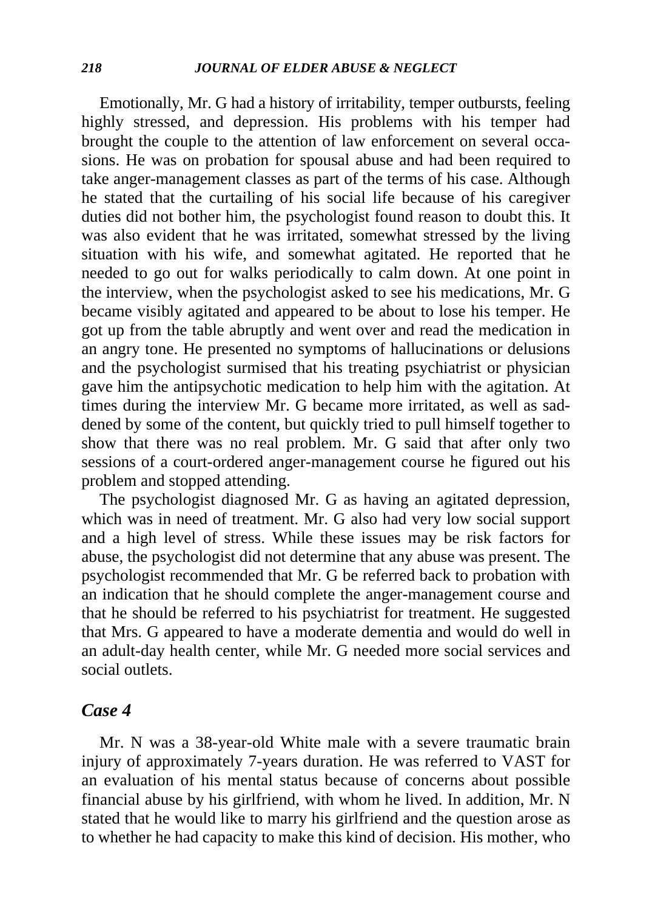Emotionally, Mr. G had a history of irritability, temper outbursts, feeling highly stressed, and depression. His problems with his temper had brought the couple to the attention of law enforcement on several occasions. He was on probation for spousal abuse and had been required to take anger-management classes as part of the terms of his case. Although he stated that the curtailing of his social life because of his caregiver duties did not bother him, the psychologist found reason to doubt this. It was also evident that he was irritated, somewhat stressed by the living situation with his wife, and somewhat agitated. He reported that he needed to go out for walks periodically to calm down. At one point in the interview, when the psychologist asked to see his medications, Mr. G became visibly agitated and appeared to be about to lose his temper. He got up from the table abruptly and went over and read the medication in an angry tone. He presented no symptoms of hallucinations or delusions and the psychologist surmised that his treating psychiatrist or physician gave him the antipsychotic medication to help him with the agitation. At times during the interview Mr. G became more irritated, as well as saddened by some of the content, but quickly tried to pull himself together to show that there was no real problem. Mr. G said that after only two sessions of a court-ordered anger-management course he figured out his problem and stopped attending.

The psychologist diagnosed Mr. G as having an agitated depression, which was in need of treatment. Mr. G also had very low social support and a high level of stress. While these issues may be risk factors for abuse, the psychologist did not determine that any abuse was present. The psychologist recommended that Mr. G be referred back to probation with an indication that he should complete the anger-management course and that he should be referred to his psychiatrist for treatment. He suggested that Mrs. G appeared to have a moderate dementia and would do well in an adult-day health center, while Mr. G needed more social services and social outlets.

### *Case 4*

Mr. N was a 38-year-old White male with a severe traumatic brain injury of approximately 7-years duration. He was referred to VAST for an evaluation of his mental status because of concerns about possible financial abuse by his girlfriend, with whom he lived. In addition, Mr. N stated that he would like to marry his girlfriend and the question arose as to whether he had capacity to make this kind of decision. His mother, who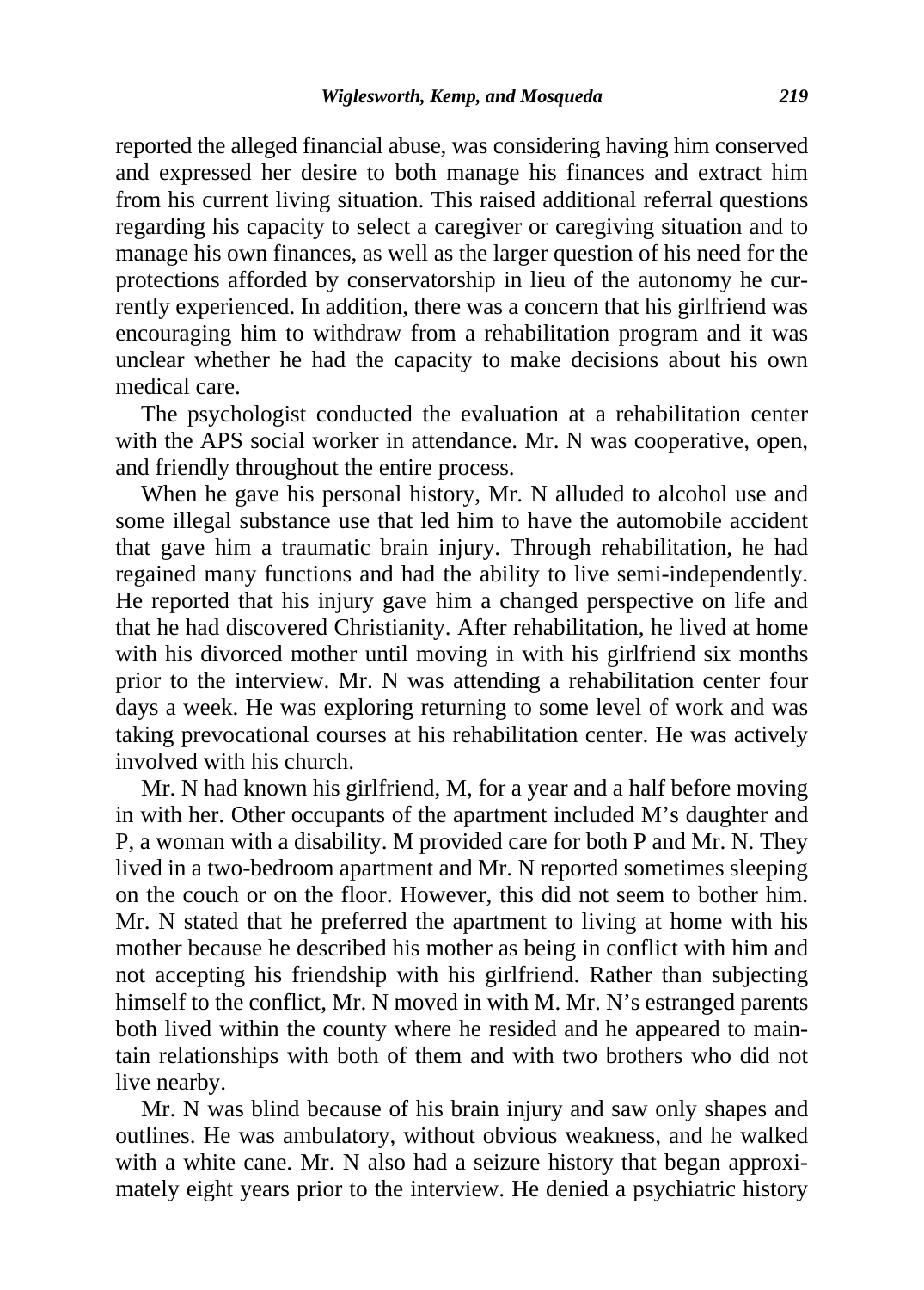reported the alleged financial abuse, was considering having him conserved and expressed her desire to both manage his finances and extract him from his current living situation. This raised additional referral questions regarding his capacity to select a caregiver or caregiving situation and to manage his own finances, as well as the larger question of his need for the protections afforded by conservatorship in lieu of the autonomy he currently experienced. In addition, there was a concern that his girlfriend was encouraging him to withdraw from a rehabilitation program and it was unclear whether he had the capacity to make decisions about his own medical care.

The psychologist conducted the evaluation at a rehabilitation center with the APS social worker in attendance. Mr. N was cooperative, open, and friendly throughout the entire process.

When he gave his personal history, Mr. N alluded to alcohol use and some illegal substance use that led him to have the automobile accident that gave him a traumatic brain injury. Through rehabilitation, he had regained many functions and had the ability to live semi-independently. He reported that his injury gave him a changed perspective on life and that he had discovered Christianity. After rehabilitation, he lived at home with his divorced mother until moving in with his girlfriend six months prior to the interview. Mr. N was attending a rehabilitation center four days a week. He was exploring returning to some level of work and was taking prevocational courses at his rehabilitation center. He was actively involved with his church.

Mr. N had known his girlfriend, M, for a year and a half before moving in with her. Other occupants of the apartment included M's daughter and P, a woman with a disability. M provided care for both P and Mr. N. They lived in a two-bedroom apartment and Mr. N reported sometimes sleeping on the couch or on the floor. However, this did not seem to bother him. Mr. N stated that he preferred the apartment to living at home with his mother because he described his mother as being in conflict with him and not accepting his friendship with his girlfriend. Rather than subjecting himself to the conflict, Mr. N moved in with M. Mr. N's estranged parents both lived within the county where he resided and he appeared to maintain relationships with both of them and with two brothers who did not live nearby.

Mr. N was blind because of his brain injury and saw only shapes and outlines. He was ambulatory, without obvious weakness, and he walked with a white cane. Mr. N also had a seizure history that began approximately eight years prior to the interview. He denied a psychiatric history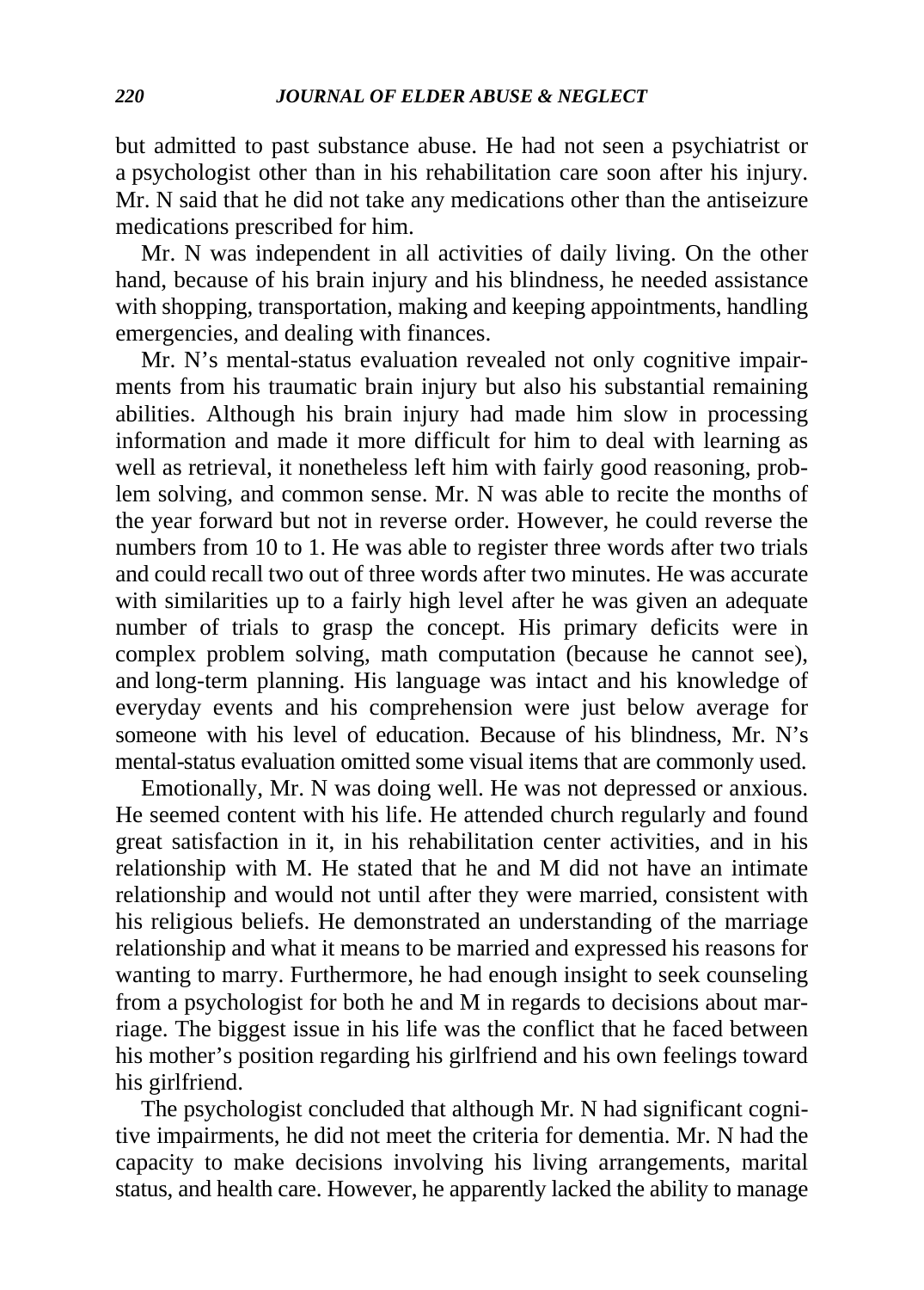but admitted to past substance abuse. He had not seen a psychiatrist or a psychologist other than in his rehabilitation care soon after his injury. Mr. N said that he did not take any medications other than the antiseizure medications prescribed for him.

Mr. N was independent in all activities of daily living. On the other hand, because of his brain injury and his blindness, he needed assistance with shopping, transportation, making and keeping appointments, handling emergencies, and dealing with finances.

Mr. N's mental-status evaluation revealed not only cognitive impairments from his traumatic brain injury but also his substantial remaining abilities. Although his brain injury had made him slow in processing information and made it more difficult for him to deal with learning as well as retrieval, it nonetheless left him with fairly good reasoning, problem solving, and common sense. Mr. N was able to recite the months of the year forward but not in reverse order. However, he could reverse the numbers from 10 to 1. He was able to register three words after two trials and could recall two out of three words after two minutes. He was accurate with similarities up to a fairly high level after he was given an adequate number of trials to grasp the concept. His primary deficits were in complex problem solving, math computation (because he cannot see), and long-term planning. His language was intact and his knowledge of everyday events and his comprehension were just below average for someone with his level of education. Because of his blindness, Mr. N's mental-status evaluation omitted some visual items that are commonly used.

Emotionally, Mr. N was doing well. He was not depressed or anxious. He seemed content with his life. He attended church regularly and found great satisfaction in it, in his rehabilitation center activities, and in his relationship with M. He stated that he and M did not have an intimate relationship and would not until after they were married, consistent with his religious beliefs. He demonstrated an understanding of the marriage relationship and what it means to be married and expressed his reasons for wanting to marry. Furthermore, he had enough insight to seek counseling from a psychologist for both he and M in regards to decisions about marriage. The biggest issue in his life was the conflict that he faced between his mother's position regarding his girlfriend and his own feelings toward his girlfriend.

The psychologist concluded that although Mr. N had significant cognitive impairments, he did not meet the criteria for dementia. Mr. N had the capacity to make decisions involving his living arrangements, marital status, and health care. However, he apparently lacked the ability to manage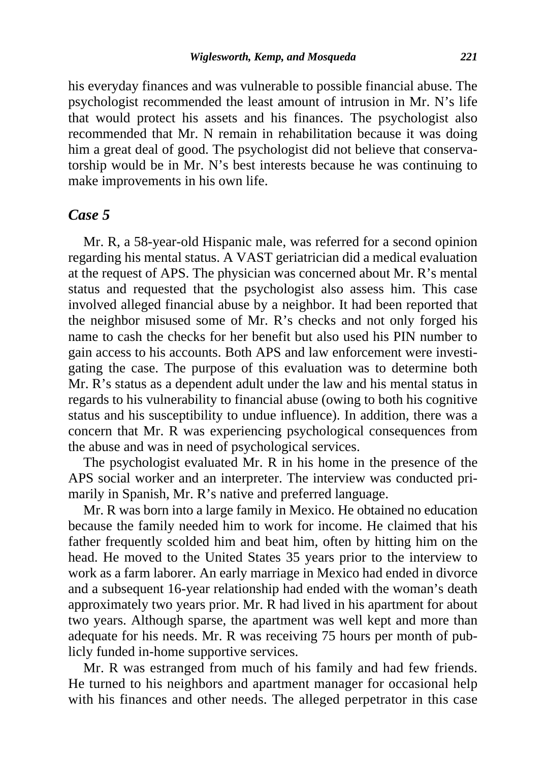his everyday finances and was vulnerable to possible financial abuse. The psychologist recommended the least amount of intrusion in Mr. N's life that would protect his assets and his finances. The psychologist also recommended that Mr. N remain in rehabilitation because it was doing him a great deal of good. The psychologist did not believe that conservatorship would be in Mr. N's best interests because he was continuing to make improvements in his own life.

## *Case 5*

Mr. R, a 58-year-old Hispanic male, was referred for a second opinion regarding his mental status. A VAST geriatrician did a medical evaluation at the request of APS. The physician was concerned about Mr. R's mental status and requested that the psychologist also assess him. This case involved alleged financial abuse by a neighbor. It had been reported that the neighbor misused some of Mr. R's checks and not only forged his name to cash the checks for her benefit but also used his PIN number to gain access to his accounts. Both APS and law enforcement were investigating the case. The purpose of this evaluation was to determine both Mr. R's status as a dependent adult under the law and his mental status in regards to his vulnerability to financial abuse (owing to both his cognitive status and his susceptibility to undue influence). In addition, there was a concern that Mr. R was experiencing psychological consequences from the abuse and was in need of psychological services.

The psychologist evaluated Mr. R in his home in the presence of the APS social worker and an interpreter. The interview was conducted primarily in Spanish, Mr. R's native and preferred language.

Mr. R was born into a large family in Mexico. He obtained no education because the family needed him to work for income. He claimed that his father frequently scolded him and beat him, often by hitting him on the head. He moved to the United States 35 years prior to the interview to work as a farm laborer. An early marriage in Mexico had ended in divorce and a subsequent 16-year relationship had ended with the woman's death approximately two years prior. Mr. R had lived in his apartment for about two years. Although sparse, the apartment was well kept and more than adequate for his needs. Mr. R was receiving 75 hours per month of publicly funded in-home supportive services.

Mr. R was estranged from much of his family and had few friends. He turned to his neighbors and apartment manager for occasional help with his finances and other needs. The alleged perpetrator in this case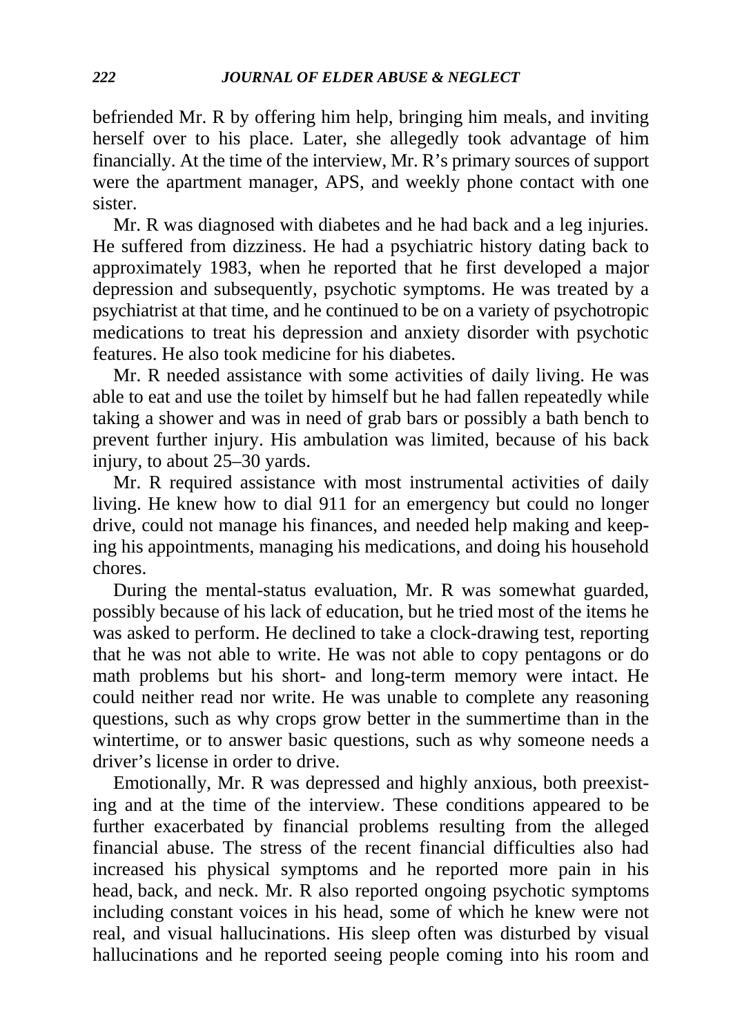befriended Mr. R by offering him help, bringing him meals, and inviting herself over to his place. Later, she allegedly took advantage of him financially. At the time of the interview, Mr. R's primary sources of support were the apartment manager, APS, and weekly phone contact with one sister.

Mr. R was diagnosed with diabetes and he had back and a leg injuries. He suffered from dizziness. He had a psychiatric history dating back to approximately 1983, when he reported that he first developed a major depression and subsequently, psychotic symptoms. He was treated by a psychiatrist at that time, and he continued to be on a variety of psychotropic medications to treat his depression and anxiety disorder with psychotic features. He also took medicine for his diabetes.

Mr. R needed assistance with some activities of daily living. He was able to eat and use the toilet by himself but he had fallen repeatedly while taking a shower and was in need of grab bars or possibly a bath bench to prevent further injury. His ambulation was limited, because of his back injury, to about 25–30 yards.

Mr. R required assistance with most instrumental activities of daily living. He knew how to dial 911 for an emergency but could no longer drive, could not manage his finances, and needed help making and keeping his appointments, managing his medications, and doing his household chores.

During the mental-status evaluation, Mr. R was somewhat guarded, possibly because of his lack of education, but he tried most of the items he was asked to perform. He declined to take a clock-drawing test, reporting that he was not able to write. He was not able to copy pentagons or do math problems but his short- and long-term memory were intact. He could neither read nor write. He was unable to complete any reasoning questions, such as why crops grow better in the summertime than in the wintertime, or to answer basic questions, such as why someone needs a driver's license in order to drive.

Emotionally, Mr. R was depressed and highly anxious, both preexisting and at the time of the interview. These conditions appeared to be further exacerbated by financial problems resulting from the alleged financial abuse. The stress of the recent financial difficulties also had increased his physical symptoms and he reported more pain in his head, back, and neck. Mr. R also reported ongoing psychotic symptoms including constant voices in his head, some of which he knew were not real, and visual hallucinations. His sleep often was disturbed by visual hallucinations and he reported seeing people coming into his room and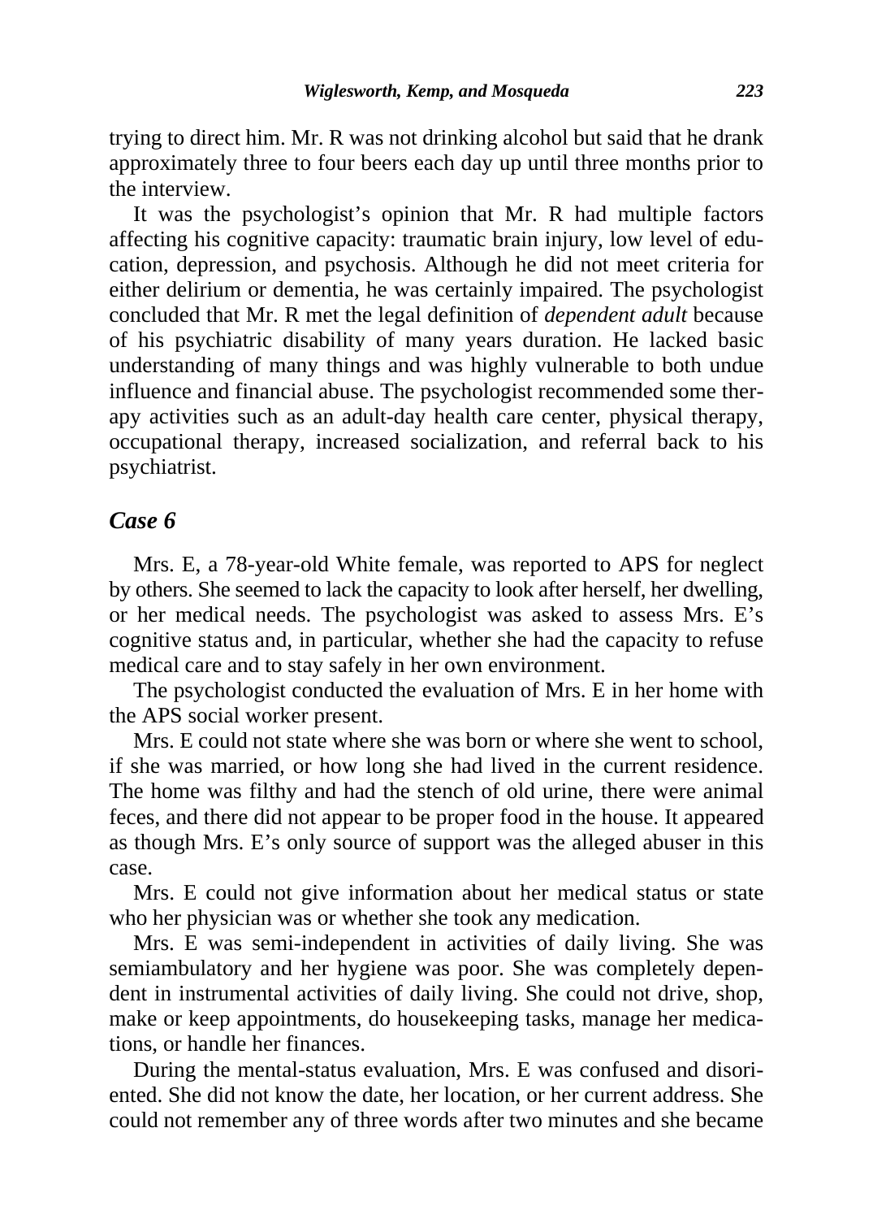trying to direct him. Mr. R was not drinking alcohol but said that he drank approximately three to four beers each day up until three months prior to the interview.

It was the psychologist's opinion that Mr. R had multiple factors affecting his cognitive capacity: traumatic brain injury, low level of education, depression, and psychosis. Although he did not meet criteria for either delirium or dementia, he was certainly impaired. The psychologist concluded that Mr. R met the legal definition of *dependent adult* because of his psychiatric disability of many years duration. He lacked basic understanding of many things and was highly vulnerable to both undue influence and financial abuse. The psychologist recommended some therapy activities such as an adult-day health care center, physical therapy, occupational therapy, increased socialization, and referral back to his psychiatrist.

## *Case 6*

Mrs. E, a 78-year-old White female, was reported to APS for neglect by others. She seemed to lack the capacity to look after herself, her dwelling, or her medical needs. The psychologist was asked to assess Mrs. E's cognitive status and, in particular, whether she had the capacity to refuse medical care and to stay safely in her own environment.

The psychologist conducted the evaluation of Mrs. E in her home with the APS social worker present.

Mrs. E could not state where she was born or where she went to school, if she was married, or how long she had lived in the current residence. The home was filthy and had the stench of old urine, there were animal feces, and there did not appear to be proper food in the house. It appeared as though Mrs. E's only source of support was the alleged abuser in this case.

Mrs. E could not give information about her medical status or state who her physician was or whether she took any medication.

Mrs. E was semi-independent in activities of daily living. She was semiambulatory and her hygiene was poor. She was completely dependent in instrumental activities of daily living. She could not drive, shop, make or keep appointments, do housekeeping tasks, manage her medications, or handle her finances.

During the mental-status evaluation, Mrs. E was confused and disoriented. She did not know the date, her location, or her current address. She could not remember any of three words after two minutes and she became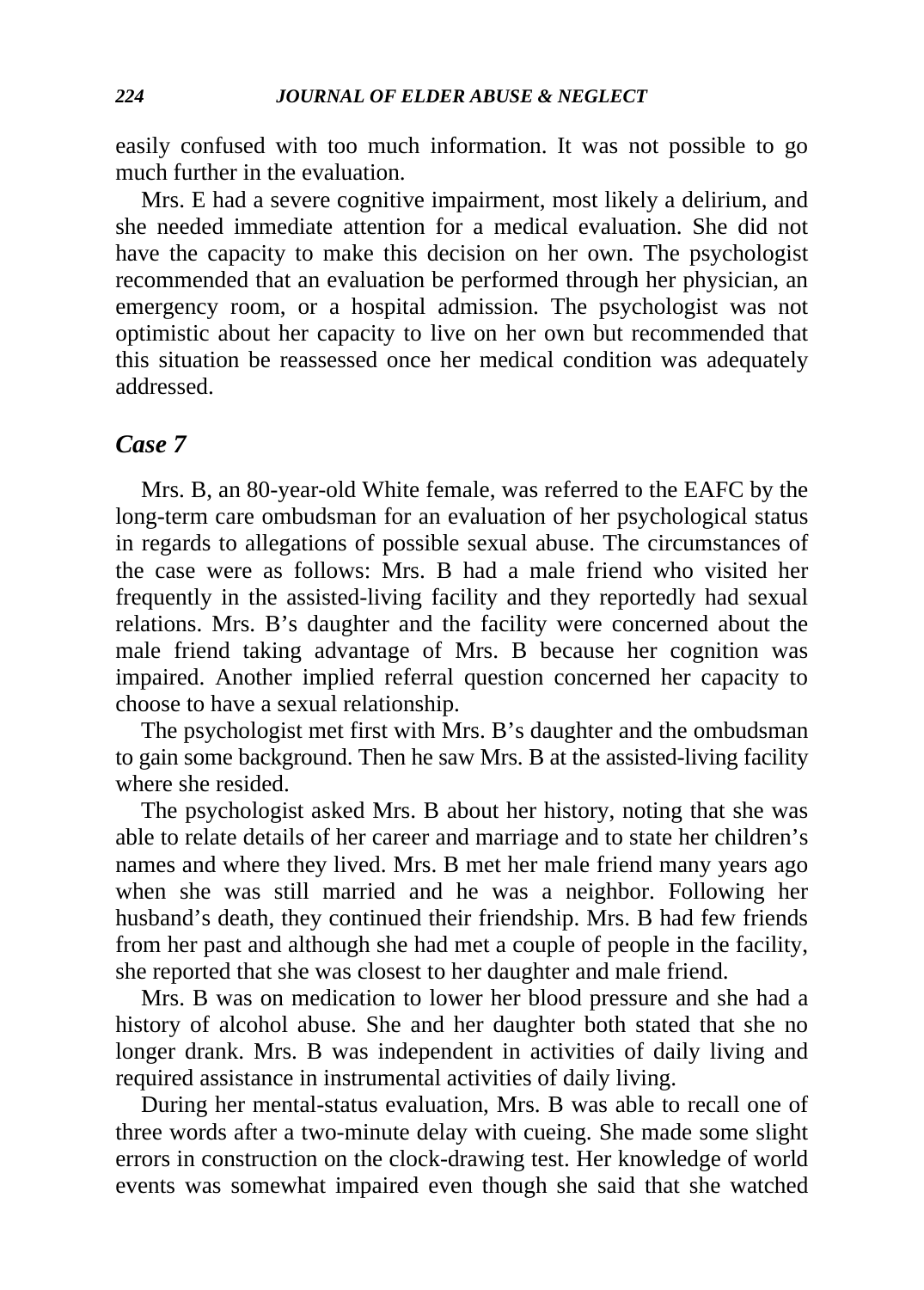easily confused with too much information. It was not possible to go much further in the evaluation.

Mrs. E had a severe cognitive impairment, most likely a delirium, and she needed immediate attention for a medical evaluation. She did not have the capacity to make this decision on her own. The psychologist recommended that an evaluation be performed through her physician, an emergency room, or a hospital admission. The psychologist was not optimistic about her capacity to live on her own but recommended that this situation be reassessed once her medical condition was adequately addressed.

### *Case 7*

Mrs. B, an 80-year-old White female, was referred to the EAFC by the long-term care ombudsman for an evaluation of her psychological status in regards to allegations of possible sexual abuse. The circumstances of the case were as follows: Mrs. B had a male friend who visited her frequently in the assisted-living facility and they reportedly had sexual relations. Mrs. B's daughter and the facility were concerned about the male friend taking advantage of Mrs. B because her cognition was impaired. Another implied referral question concerned her capacity to choose to have a sexual relationship.

The psychologist met first with Mrs. B's daughter and the ombudsman to gain some background. Then he saw Mrs. B at the assisted-living facility where she resided.

The psychologist asked Mrs. B about her history, noting that she was able to relate details of her career and marriage and to state her children's names and where they lived. Mrs. B met her male friend many years ago when she was still married and he was a neighbor. Following her husband's death, they continued their friendship. Mrs. B had few friends from her past and although she had met a couple of people in the facility, she reported that she was closest to her daughter and male friend.

Mrs. B was on medication to lower her blood pressure and she had a history of alcohol abuse. She and her daughter both stated that she no longer drank. Mrs. B was independent in activities of daily living and required assistance in instrumental activities of daily living.

During her mental-status evaluation, Mrs. B was able to recall one of three words after a two-minute delay with cueing. She made some slight errors in construction on the clock-drawing test. Her knowledge of world events was somewhat impaired even though she said that she watched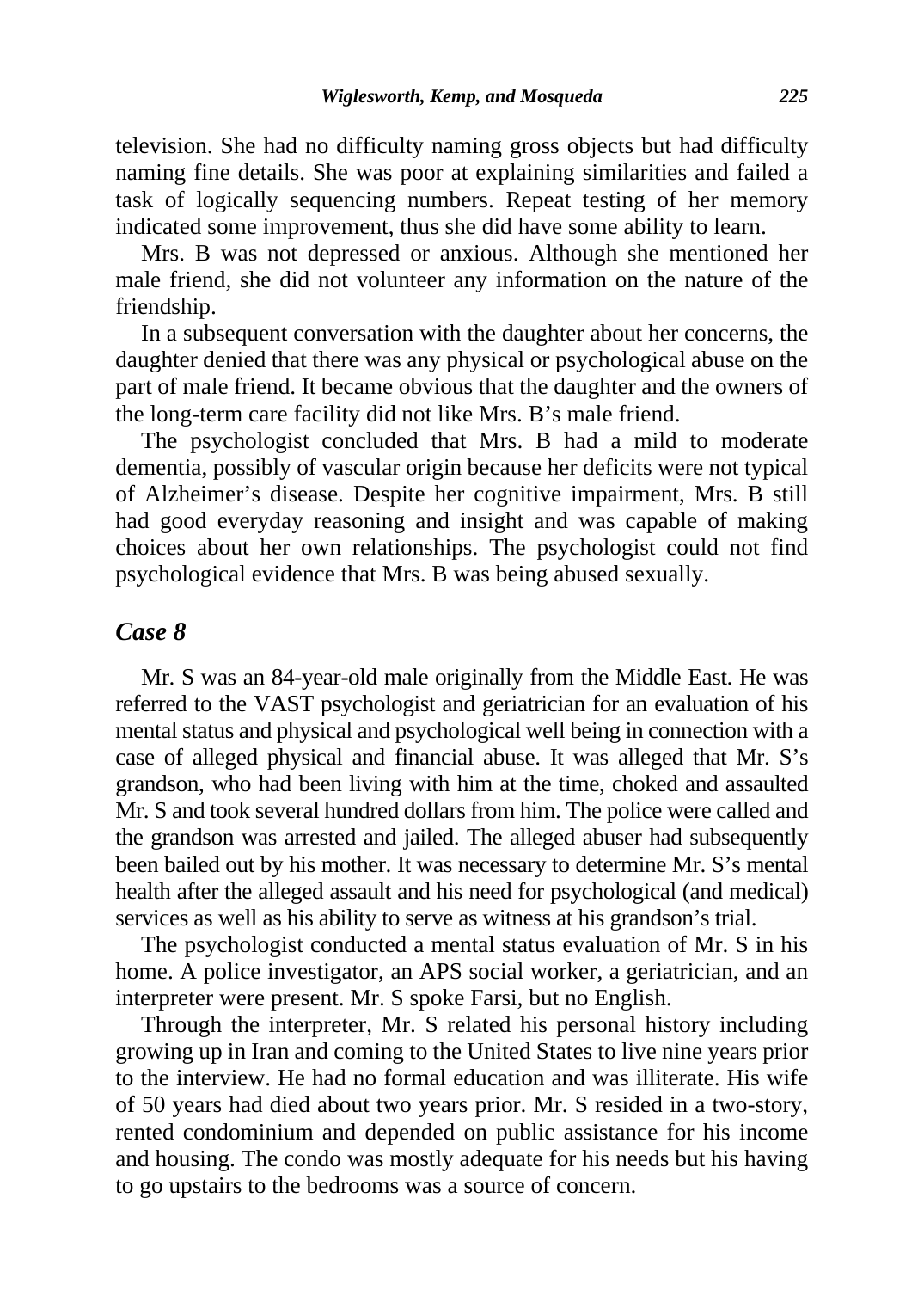television. She had no difficulty naming gross objects but had difficulty naming fine details. She was poor at explaining similarities and failed a task of logically sequencing numbers. Repeat testing of her memory indicated some improvement, thus she did have some ability to learn.

Mrs. B was not depressed or anxious. Although she mentioned her male friend, she did not volunteer any information on the nature of the friendship.

In a subsequent conversation with the daughter about her concerns, the daughter denied that there was any physical or psychological abuse on the part of male friend. It became obvious that the daughter and the owners of the long-term care facility did not like Mrs. B's male friend.

The psychologist concluded that Mrs. B had a mild to moderate dementia, possibly of vascular origin because her deficits were not typical of Alzheimer's disease. Despite her cognitive impairment, Mrs. B still had good everyday reasoning and insight and was capable of making choices about her own relationships. The psychologist could not find psychological evidence that Mrs. B was being abused sexually.

## *Case 8*

Mr. S was an 84-year-old male originally from the Middle East. He was referred to the VAST psychologist and geriatrician for an evaluation of his mental status and physical and psychological well being in connection with a case of alleged physical and financial abuse. It was alleged that Mr. S's grandson, who had been living with him at the time, choked and assaulted Mr. S and took several hundred dollars from him. The police were called and the grandson was arrested and jailed. The alleged abuser had subsequently been bailed out by his mother. It was necessary to determine Mr. S's mental health after the alleged assault and his need for psychological (and medical) services as well as his ability to serve as witness at his grandson's trial.

The psychologist conducted a mental status evaluation of Mr. S in his home. A police investigator, an APS social worker, a geriatrician, and an interpreter were present. Mr. S spoke Farsi, but no English.

Through the interpreter, Mr. S related his personal history including growing up in Iran and coming to the United States to live nine years prior to the interview. He had no formal education and was illiterate. His wife of 50 years had died about two years prior. Mr. S resided in a two-story, rented condominium and depended on public assistance for his income and housing. The condo was mostly adequate for his needs but his having to go upstairs to the bedrooms was a source of concern.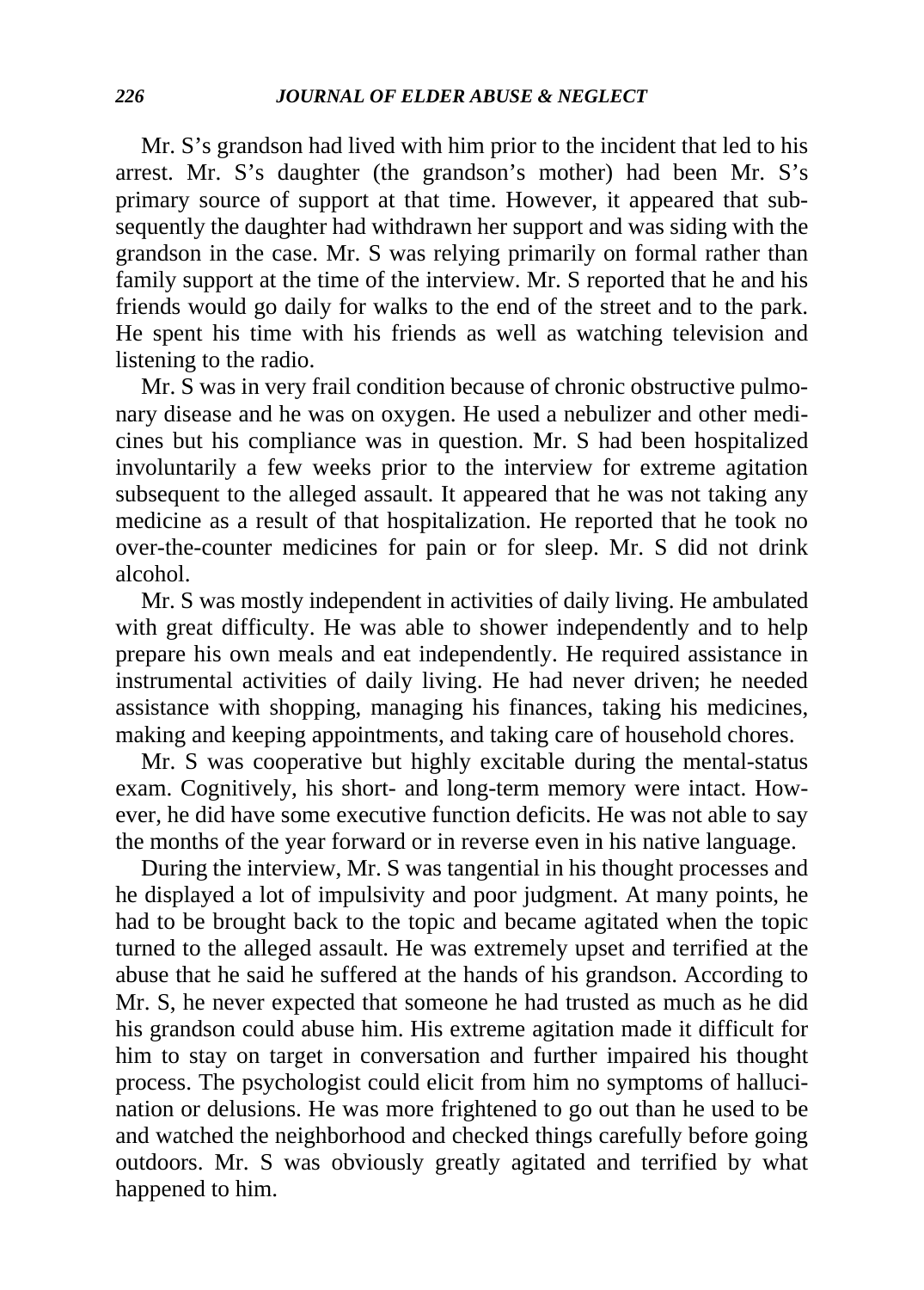Mr. S's grandson had lived with him prior to the incident that led to his arrest. Mr. S's daughter (the grandson's mother) had been Mr. S's primary source of support at that time. However, it appeared that subsequently the daughter had withdrawn her support and was siding with the grandson in the case. Mr. S was relying primarily on formal rather than family support at the time of the interview. Mr. S reported that he and his friends would go daily for walks to the end of the street and to the park. He spent his time with his friends as well as watching television and listening to the radio.

Mr. S was in very frail condition because of chronic obstructive pulmonary disease and he was on oxygen. He used a nebulizer and other medicines but his compliance was in question. Mr. S had been hospitalized involuntarily a few weeks prior to the interview for extreme agitation subsequent to the alleged assault. It appeared that he was not taking any medicine as a result of that hospitalization. He reported that he took no over-the-counter medicines for pain or for sleep. Mr. S did not drink alcohol.

Mr. S was mostly independent in activities of daily living. He ambulated with great difficulty. He was able to shower independently and to help prepare his own meals and eat independently. He required assistance in instrumental activities of daily living. He had never driven; he needed assistance with shopping, managing his finances, taking his medicines, making and keeping appointments, and taking care of household chores.

Mr. S was cooperative but highly excitable during the mental-status exam. Cognitively, his short- and long-term memory were intact. However, he did have some executive function deficits. He was not able to say the months of the year forward or in reverse even in his native language.

During the interview, Mr. S was tangential in his thought processes and he displayed a lot of impulsivity and poor judgment. At many points, he had to be brought back to the topic and became agitated when the topic turned to the alleged assault. He was extremely upset and terrified at the abuse that he said he suffered at the hands of his grandson. According to Mr. S, he never expected that someone he had trusted as much as he did his grandson could abuse him. His extreme agitation made it difficult for him to stay on target in conversation and further impaired his thought process. The psychologist could elicit from him no symptoms of hallucination or delusions. He was more frightened to go out than he used to be and watched the neighborhood and checked things carefully before going outdoors. Mr. S was obviously greatly agitated and terrified by what happened to him.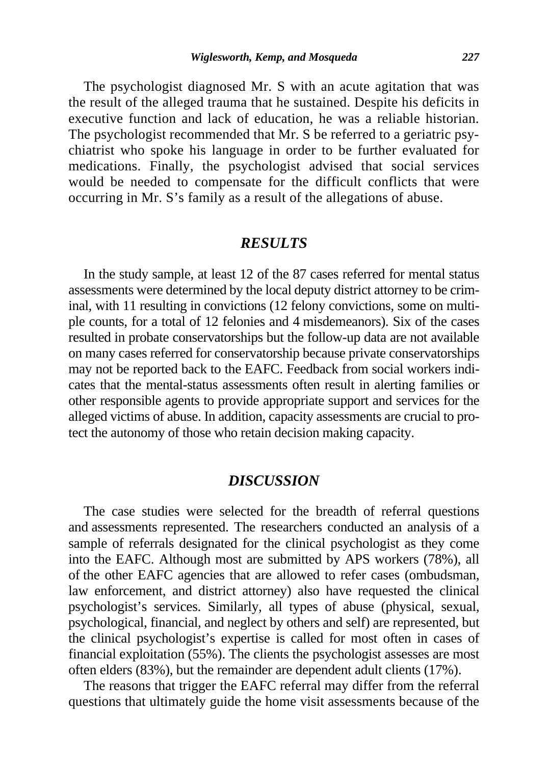The psychologist diagnosed Mr. S with an acute agitation that was the result of the alleged trauma that he sustained. Despite his deficits in executive function and lack of education, he was a reliable historian. The psychologist recommended that Mr. S be referred to a geriatric psychiatrist who spoke his language in order to be further evaluated for medications. Finally, the psychologist advised that social services would be needed to compensate for the difficult conflicts that were occurring in Mr. S's family as a result of the allegations of abuse.

## *RESULTS*

In the study sample, at least 12 of the 87 cases referred for mental status assessments were determined by the local deputy district attorney to be criminal, with 11 resulting in convictions (12 felony convictions, some on multiple counts, for a total of 12 felonies and 4 misdemeanors). Six of the cases resulted in probate conservatorships but the follow-up data are not available on many cases referred for conservatorship because private conservatorships may not be reported back to the EAFC. Feedback from social workers indicates that the mental-status assessments often result in alerting families or other responsible agents to provide appropriate support and services for the alleged victims of abuse. In addition, capacity assessments are crucial to protect the autonomy of those who retain decision making capacity.

## *DISCUSSION*

The case studies were selected for the breadth of referral questions and assessments represented. The researchers conducted an analysis of a sample of referrals designated for the clinical psychologist as they come into the EAFC. Although most are submitted by APS workers (78%), all of the other EAFC agencies that are allowed to refer cases (ombudsman, law enforcement, and district attorney) also have requested the clinical psychologist's services. Similarly, all types of abuse (physical, sexual, psychological, financial, and neglect by others and self) are represented, but the clinical psychologist's expertise is called for most often in cases of financial exploitation (55%). The clients the psychologist assesses are most often elders (83%), but the remainder are dependent adult clients (17%).

The reasons that trigger the EAFC referral may differ from the referral questions that ultimately guide the home visit assessments because of the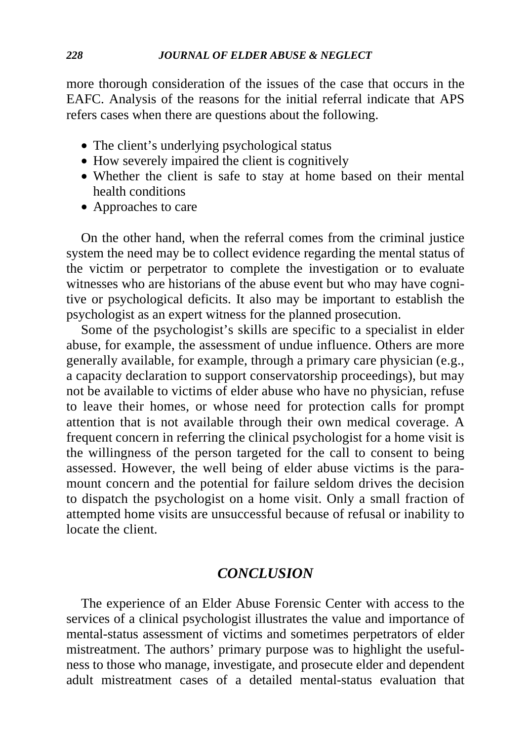more thorough consideration of the issues of the case that occurs in the EAFC. Analysis of the reasons for the initial referral indicate that APS refers cases when there are questions about the following.

- The client's underlying psychological status
- How severely impaired the client is cognitively
- Whether the client is safe to stay at home based on their mental health conditions
- Approaches to care

On the other hand, when the referral comes from the criminal justice system the need may be to collect evidence regarding the mental status of the victim or perpetrator to complete the investigation or to evaluate witnesses who are historians of the abuse event but who may have cognitive or psychological deficits. It also may be important to establish the psychologist as an expert witness for the planned prosecution.

Some of the psychologist's skills are specific to a specialist in elder abuse, for example, the assessment of undue influence. Others are more generally available, for example, through a primary care physician (e.g., a capacity declaration to support conservatorship proceedings), but may not be available to victims of elder abuse who have no physician, refuse to leave their homes, or whose need for protection calls for prompt attention that is not available through their own medical coverage. A frequent concern in referring the clinical psychologist for a home visit is the willingness of the person targeted for the call to consent to being assessed. However, the well being of elder abuse victims is the paramount concern and the potential for failure seldom drives the decision to dispatch the psychologist on a home visit. Only a small fraction of attempted home visits are unsuccessful because of refusal or inability to locate the client.

## *CONCLUSION*

The experience of an Elder Abuse Forensic Center with access to the services of a clinical psychologist illustrates the value and importance of mental-status assessment of victims and sometimes perpetrators of elder mistreatment. The authors' primary purpose was to highlight the usefulness to those who manage, investigate, and prosecute elder and dependent adult mistreatment cases of a detailed mental-status evaluation that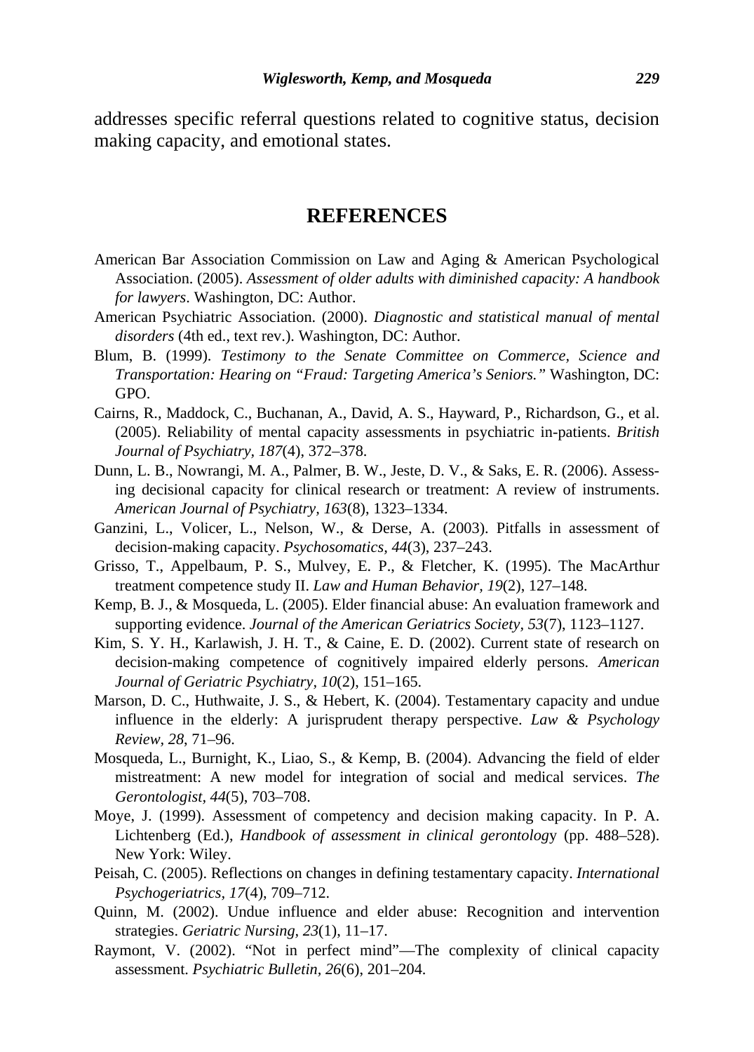addresses specific referral questions related to cognitive status, decision making capacity, and emotional states.

## REFERENCES

American Bar Association Commission on Law and Aging & American Psychological Association. (2005). *Assessment of older adults with diminished capacity: A handbook for lawyers*. Washington, DC: Author.

American Psychiatric Association. (2000). *Diagnostic and statistical manual of mental disorders* (4th ed., text rev.). Washington, DC: Author.

Blum, B. (1999). *Testimony to the Senate Committee on Commerce, Science and Transportation: Hearing on "Fraud: Targeting America's Seniors."* Washington, DC: GPO.

Cairns, R., Maddock, C., Buchanan, A., David, A. S., Hayward, P., Richardson, G., et al. (2005). Reliability of mental capacity assessments in psychiatric in-patients. *British Journal of Psychiatry, 187*(4), 372–378.

Dunn, L. B., Nowrangi, M. A., Palmer, B. W., Jeste, D. V., & Saks, E. R. (2006). Assessing decisional capacity for clinical research or treatment: A review of instruments. *American Journal of Psychiatry, 163*(8), 1323–1334.

Ganzini, L., Volicer, L., Nelson, W., & Derse, A. (2003). Pitfalls in assessment of decision-making capacity. *Psychosomatics, 44*(3), 237–243.

Grisso, T., Appelbaum, P. S., Mulvey, E. P., & Fletcher, K. (1995). The MacArthur treatment competence study II. *Law and Human Behavior, 19*(2), 127–148.

Kemp, B. J., & Mosqueda, L. (2005). Elder financial abuse: An evaluation framework and supporting evidence. *Journal of the American Geriatrics Society, 53*(7), 1123–1127.

Kim, S. Y. H., Karlawish, J. H. T., & Caine, E. D. (2002). Current state of research on decision-making competence of cognitively impaired elderly persons. *American Journal of Geriatric Psychiatry, 10*(2), 151–165.

Marson, D. C., Huthwaite, J. S., & Hebert, K. (2004). Testamentary capacity and undue influence in the elderly: A jurisprudent therapy perspective. *Law & Psychology Review, 28*, 71–96.

Mosqueda, L., Burnight, K., Liao, S., & Kemp, B. (2004). Advancing the field of elder mistreatment: A new model for integration of social and medical services. *The Gerontologist, 44*(5), 703–708.

Moye, J. (1999). Assessment of competency and decision making capacity. In P. A. Lichtenberg (Ed.), *Handbook of assessment in clinical gerontology* (pp. 488–528). New York: Wiley.

Peisah, C. (2005). Reflections on changes in defining testamentary capacity. *International Psychogeriatrics, 17*(4), 709–712.

Quinn, M. (2002). Undue influence and elder abuse: Recognition and intervention strategies. *Geriatric Nursing, 23*(1), 11–17.

Raymont, V. (2002). "Not in perfect mind"—The complexity of clinical capacity assessment. *Psychiatric Bulletin, 26*(6), 201–204.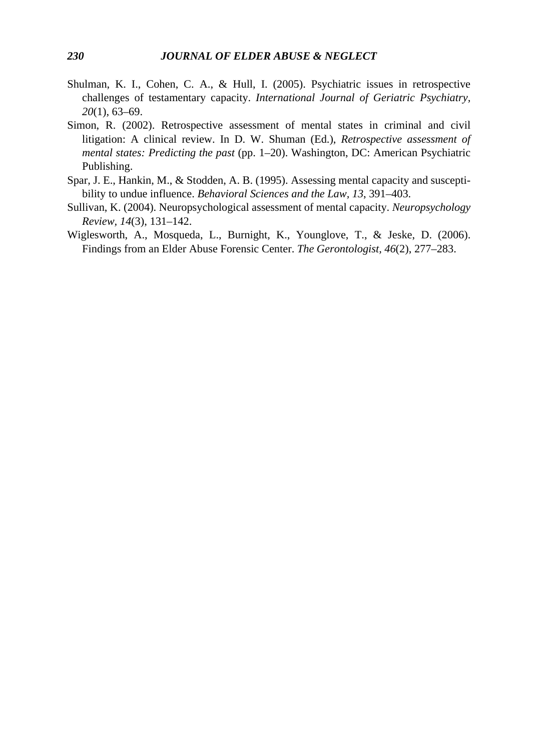Shulman, K. I., Cohen, C. A., & Hull, I. (2005). Psychiatric issues in retrospective challenges of testamentary capacity. *International Journal of Geriatric Psychiatry, 20*(1), 63–69.

Simon, R. (2002). Retrospective assessment of mental states in criminal and civil litigation: A clinical review. In D. W. Shuman (Ed.), *Retrospective assessment of mental states: Predicting the past* (pp. 1–20). Washington, DC: American Psychiatric Publishing.

Spar, J. E., Hankin, M., & Stodden, A. B. (1995). Assessing mental capacity and susceptibility to undue influence. *Behavioral Sciences and the Law, 13*, 391–403.

Sullivan, K. (2004). Neuropsychological assessment of mental capacity. *Neuropsychology Review, 14*(3), 131–142.

Wiglesworth, A., Mosqueda, L., Burnight, K., Younglove, T., & Jeske, D. (2006). Findings from an Elder Abuse Forensic Center. *The Gerontologist, 46*(2), 277–283.